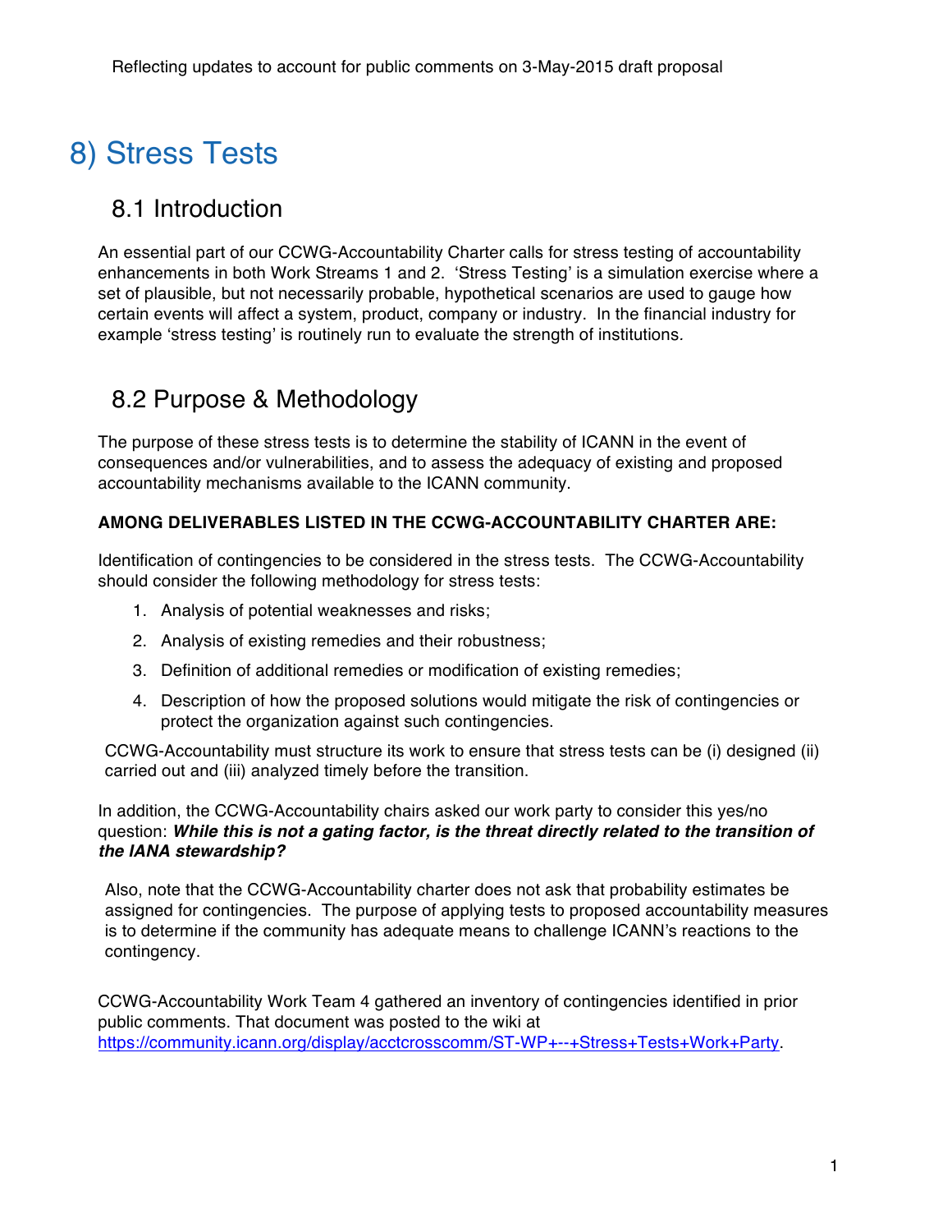Reflecting updates to account for public comments on 3-May-2015 draft proposal

# 8) Stress Tests

## 8.1 Introduction

An essential part of our CCWG-Accountability Charter calls for stress testing of accountability enhancements in both Work Streams 1 and 2. 'Stress Testing' is a simulation exercise where a set of plausible, but not necessarily probable, hypothetical scenarios are used to gauge how certain events will affect a system, product, company or industry. In the financial industry for example 'stress testing' is routinely run to evaluate the strength of institutions.

## 8.2 Purpose & Methodology

The purpose of these stress tests is to determine the stability of ICANN in the event of consequences and/or vulnerabilities, and to assess the adequacy of existing and proposed accountability mechanisms available to the ICANN community.

**AMONG DELIVERABLES LISTED IN THE CCWG-ACCOUNTABILITY CHARTER ARE:**

Identification of contingencies to be considered in the stress tests. The CCWG-Accountability should consider the following methodology for stress tests:

1. Analysis of potential weaknesses and risks;
2. Analysis of existing remedies and their robustness;
3. Definition of additional remedies or modification of existing remedies;
4. Description of how the proposed solutions would mitigate the risk of contingencies or protect the organization against such contingencies.

CCWG-Accountability must structure its work to ensure that stress tests can be (i) designed (ii) carried out and (iii) analyzed timely before the transition.

In addition, the CCWG-Accountability chairs asked our work party to consider this yes/no question: ***While this is not a gating factor, is the threat directly related to the transition of the IANA stewardship?***

Also, note that the CCWG-Accountability charter does not ask that probability estimates be assigned for contingencies. The purpose of applying tests to proposed accountability measures is to determine if the community has adequate means to challenge ICANN's reactions to the contingency.

CCWG-Accountability Work Team 4 gathered an inventory of contingencies identified in prior public comments. That document was posted to the wiki at https://community.icann.org/display/acctcrosscomm/ST-WP+--+Stress+Tests+Work+Party.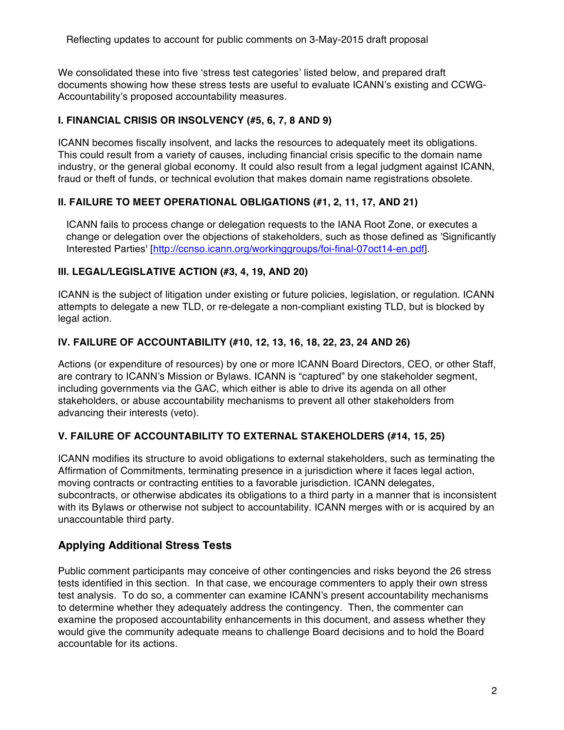Reflecting updates to account for public comments on 3-May-2015 draft proposal

We consolidated these into five 'stress test categories' listed below, and prepared draft documents showing how these stress tests are useful to evaluate ICANN's existing and CCWG-Accountability's proposed accountability measures.

### I. FINANCIAL CRISIS OR INSOLVENCY (#5, 6, 7, 8 AND 9)

ICANN becomes fiscally insolvent, and lacks the resources to adequately meet its obligations. This could result from a variety of causes, including financial crisis specific to the domain name industry, or the general global economy. It could also result from a legal judgment against ICANN, fraud or theft of funds, or technical evolution that makes domain name registrations obsolete.

### II. FAILURE TO MEET OPERATIONAL OBLIGATIONS (#1, 2, 11, 17, AND 21)

ICANN fails to process change or delegation requests to the IANA Root Zone, or executes a change or delegation over the objections of stakeholders, such as those defined as 'Significantly Interested Parties' [http://ccnso.icann.org/workinggroups/foi-final-07oct14-en.pdf].

### III. LEGAL/LEGISLATIVE ACTION (#3, 4, 19, AND 20)

ICANN is the subject of litigation under existing or future policies, legislation, or regulation. ICANN attempts to delegate a new TLD, or re-delegate a non-compliant existing TLD, but is blocked by legal action.

### IV. FAILURE OF ACCOUNTABILITY (#10, 12, 13, 16, 18, 22, 23, 24 AND 26)

Actions (or expenditure of resources) by one or more ICANN Board Directors, CEO, or other Staff, are contrary to ICANN's Mission or Bylaws. ICANN is "captured" by one stakeholder segment, including governments via the GAC, which either is able to drive its agenda on all other stakeholders, or abuse accountability mechanisms to prevent all other stakeholders from advancing their interests (veto).

### V. FAILURE OF ACCOUNTABILITY TO EXTERNAL STAKEHOLDERS (#14, 15, 25)

ICANN modifies its structure to avoid obligations to external stakeholders, such as terminating the Affirmation of Commitments, terminating presence in a jurisdiction where it faces legal action, moving contracts or contracting entities to a favorable jurisdiction. ICANN delegates, subcontracts, or otherwise abdicates its obligations to a third party in a manner that is inconsistent with its Bylaws or otherwise not subject to accountability. ICANN merges with or is acquired by an unaccountable third party.

## Applying Additional Stress Tests

Public comment participants may conceive of other contingencies and risks beyond the 26 stress tests identified in this section. In that case, we encourage commenters to apply their own stress test analysis. To do so, a commenter can examine ICANN's present accountability mechanisms to determine whether they adequately address the contingency. Then, the commenter can examine the proposed accountability enhancements in this document, and assess whether they would give the community adequate means to challenge Board decisions and to hold the Board accountable for its actions.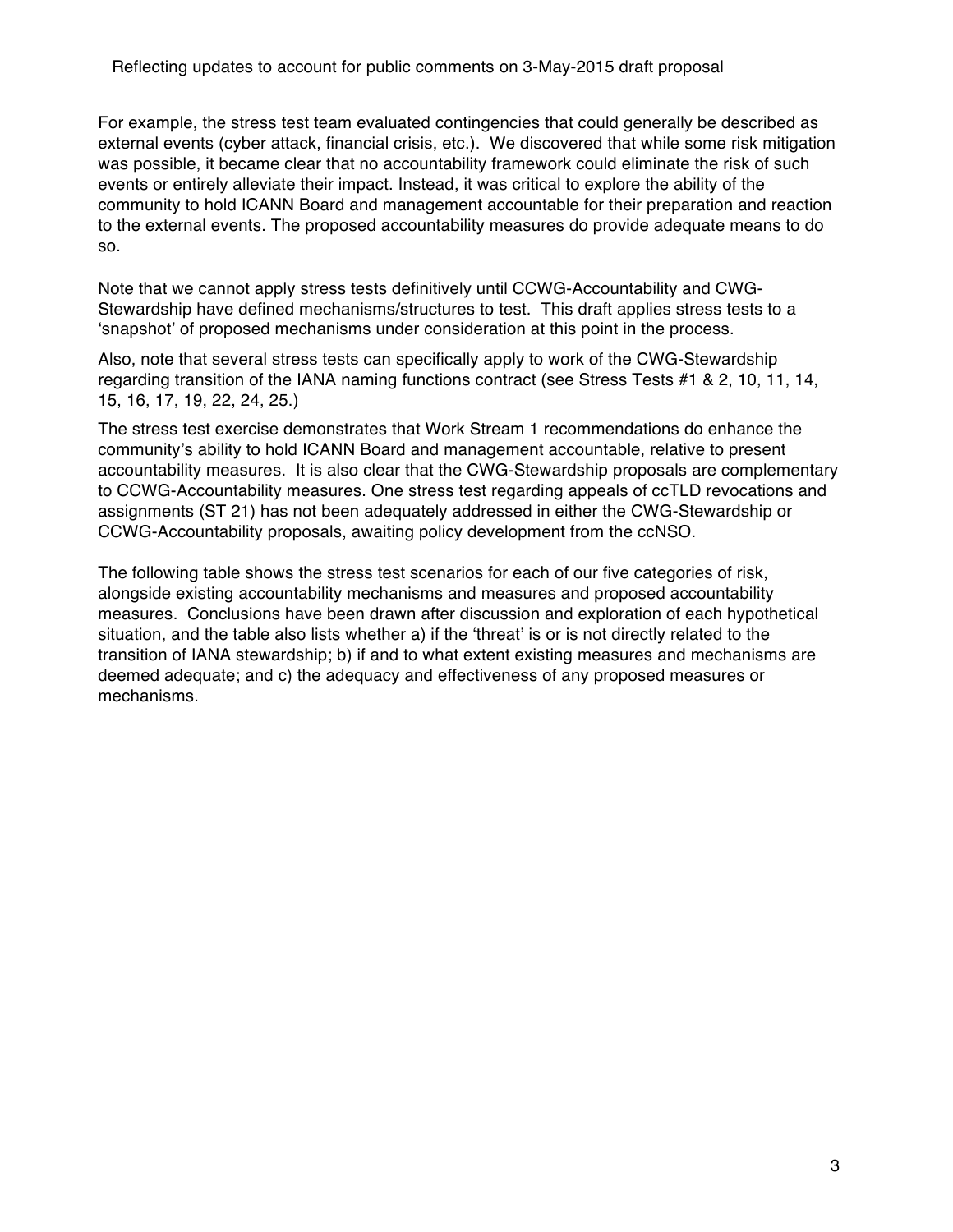For example, the stress test team evaluated contingencies that could generally be described as external events (cyber attack, financial crisis, etc.). We discovered that while some risk mitigation was possible, it became clear that no accountability framework could eliminate the risk of such events or entirely alleviate their impact. Instead, it was critical to explore the ability of the community to hold ICANN Board and management accountable for their preparation and reaction to the external events. The proposed accountability measures do provide adequate means to do so.

Note that we cannot apply stress tests definitively until CCWG-Accountability and CWG-Stewardship have defined mechanisms/structures to test. This draft applies stress tests to a 'snapshot' of proposed mechanisms under consideration at this point in the process.

Also, note that several stress tests can specifically apply to work of the CWG-Stewardship regarding transition of the IANA naming functions contract (see Stress Tests #1 & 2, 10, 11, 14, 15, 16, 17, 19, 22, 24, 25.)

The stress test exercise demonstrates that Work Stream 1 recommendations do enhance the community's ability to hold ICANN Board and management accountable, relative to present accountability measures. It is also clear that the CWG-Stewardship proposals are complementary to CCWG-Accountability measures. One stress test regarding appeals of ccTLD revocations and assignments (ST 21) has not been adequately addressed in either the CWG-Stewardship or CCWG-Accountability proposals, awaiting policy development from the ccNSO.

The following table shows the stress test scenarios for each of our five categories of risk, alongside existing accountability mechanisms and measures and proposed accountability measures. Conclusions have been drawn after discussion and exploration of each hypothetical situation, and the table also lists whether a) if the 'threat' is or is not directly related to the transition of IANA stewardship; b) if and to what extent existing measures and mechanisms are deemed adequate; and c) the adequacy and effectiveness of any proposed measures or mechanisms.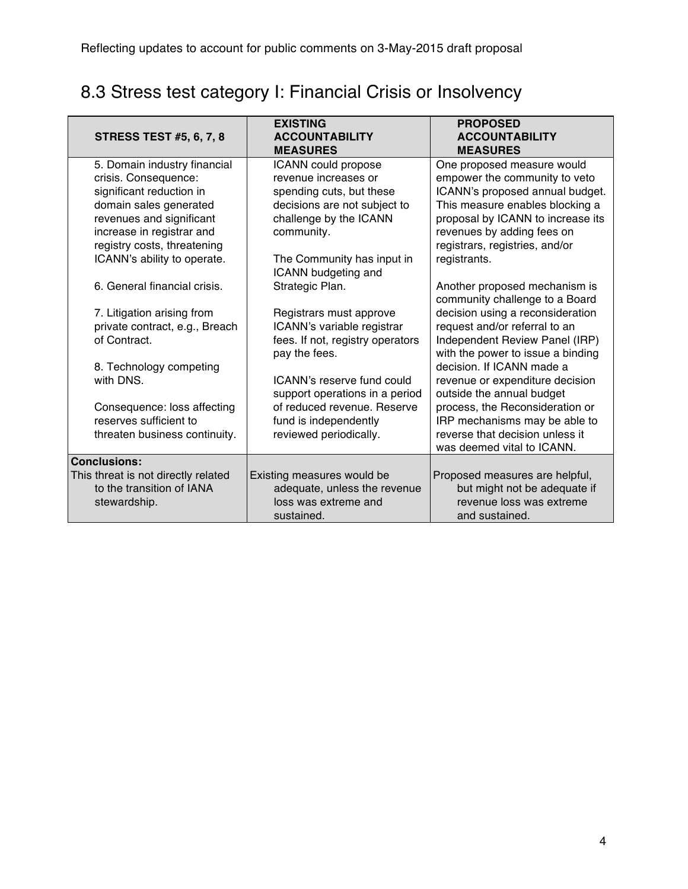Reflecting updates to account for public comments on 3-May-2015 draft proposal

## 8.3 Stress test category I: Financial Crisis or Insolvency

| STRESS TEST #5, 6, 7, 8 | EXISTING ACCOUNTABILITY MEASURES | PROPOSED ACCOUNTABILITY MEASURES |
|---|---|---|
| 5. Domain industry financial crisis. Consequence: significant reduction in domain sales generated revenues and significant increase in registrar and registry costs, threatening ICANN's ability to operate.<br><br>6. General financial crisis.<br><br>7. Litigation arising from private contract, e.g., Breach of Contract.<br><br>8. Technology competing with DNS.<br><br>Consequence: loss affecting reserves sufficient to threaten business continuity. | ICANN could propose revenue increases or spending cuts, but these decisions are not subject to challenge by the ICANN community.<br><br>The Community has input in ICANN budgeting and Strategic Plan.<br><br>Registrars must approve ICANN's variable registrar fees. If not, registry operators pay the fees.<br><br>ICANN's reserve fund could support operations in a period of reduced revenue. Reserve fund is independently reviewed periodically. | One proposed measure would empower the community to veto ICANN's proposed annual budget. This measure enables blocking a proposal by ICANN to increase its revenues by adding fees on registrars, registries, and/or registrants.<br><br>Another proposed mechanism is community challenge to a Board decision using a reconsideration request and/or referral to an Independent Review Panel (IRP) with the power to issue a binding decision. If ICANN made a revenue or expenditure decision outside the annual budget process, the Reconsideration or IRP mechanisms may be able to reverse that decision unless it was deemed vital to ICANN. |
| **Conclusions:**<br>This threat is not directly related to the transition of IANA stewardship. | Existing measures would be adequate, unless the revenue loss was extreme and sustained. | Proposed measures are helpful, but might not be adequate if revenue loss was extreme and sustained. |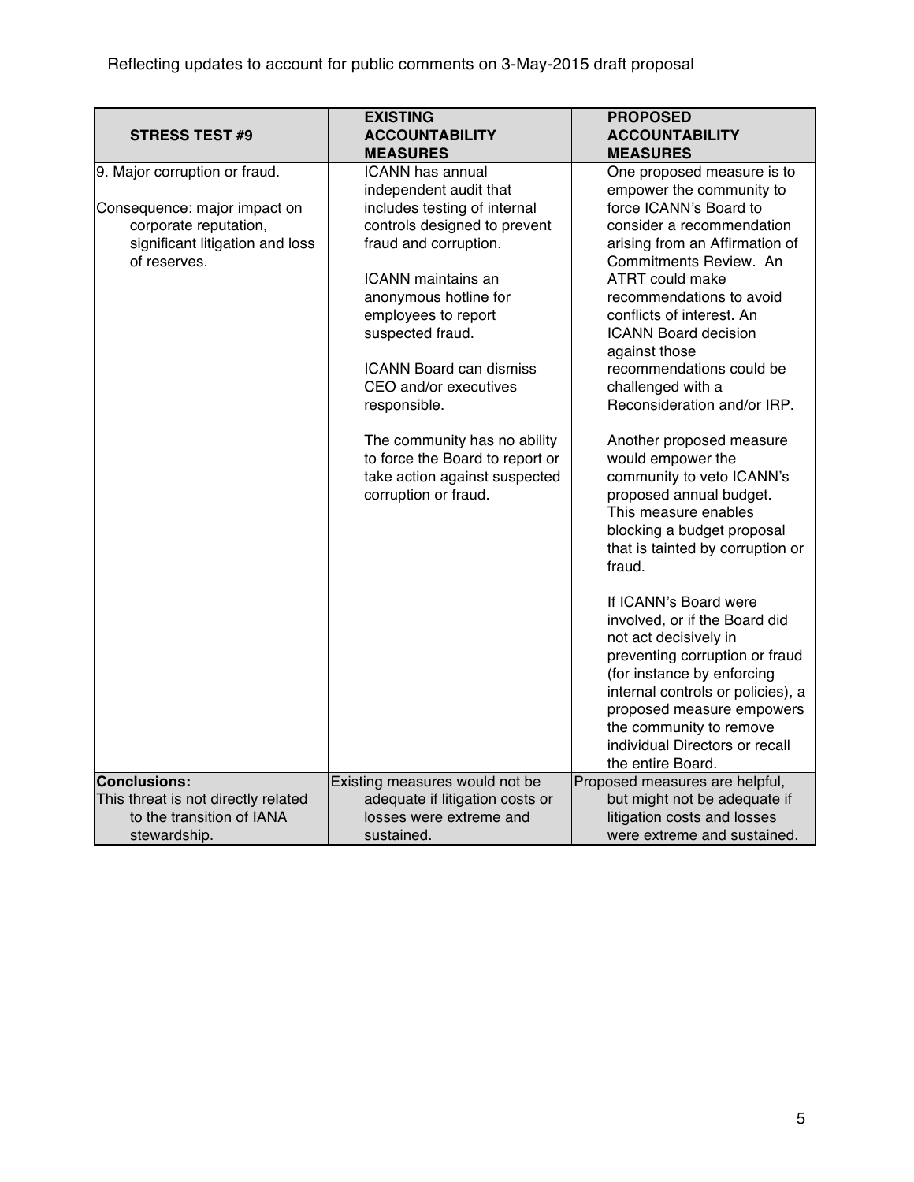Reflecting updates to account for public comments on 3-May-2015 draft proposal

| STRESS TEST #9 | EXISTING ACCOUNTABILITY MEASURES | PROPOSED ACCOUNTABILITY MEASURES |
|---|---|---|
| 9. Major corruption or fraud.<br><br>Consequence: major impact on corporate reputation, significant litigation and loss of reserves. | ICANN has annual independent audit that includes testing of internal controls designed to prevent fraud and corruption.<br><br>ICANN maintains an anonymous hotline for employees to report suspected fraud.<br><br>ICANN Board can dismiss CEO and/or executives responsible.<br><br>The community has no ability to force the Board to report or take action against suspected corruption or fraud. | One proposed measure is to empower the community to force ICANN's Board to consider a recommendation arising from an Affirmation of Commitments Review. An ATRT could make recommendations to avoid conflicts of interest. An ICANN Board decision against those recommendations could be challenged with a Reconsideration and/or IRP.<br><br>Another proposed measure would empower the community to veto ICANN's proposed annual budget. This measure enables blocking a budget proposal that is tainted by corruption or fraud.<br><br>If ICANN's Board were involved, or if the Board did not act decisively in preventing corruption or fraud (for instance by enforcing internal controls or policies), a proposed measure empowers the community to remove individual Directors or recall the entire Board. |
| **Conclusions:**<br>This threat is not directly related to the transition of IANA stewardship. | Existing measures would not be adequate if litigation costs or losses were extreme and sustained. | Proposed measures are helpful, but might not be adequate if litigation costs and losses were extreme and sustained. |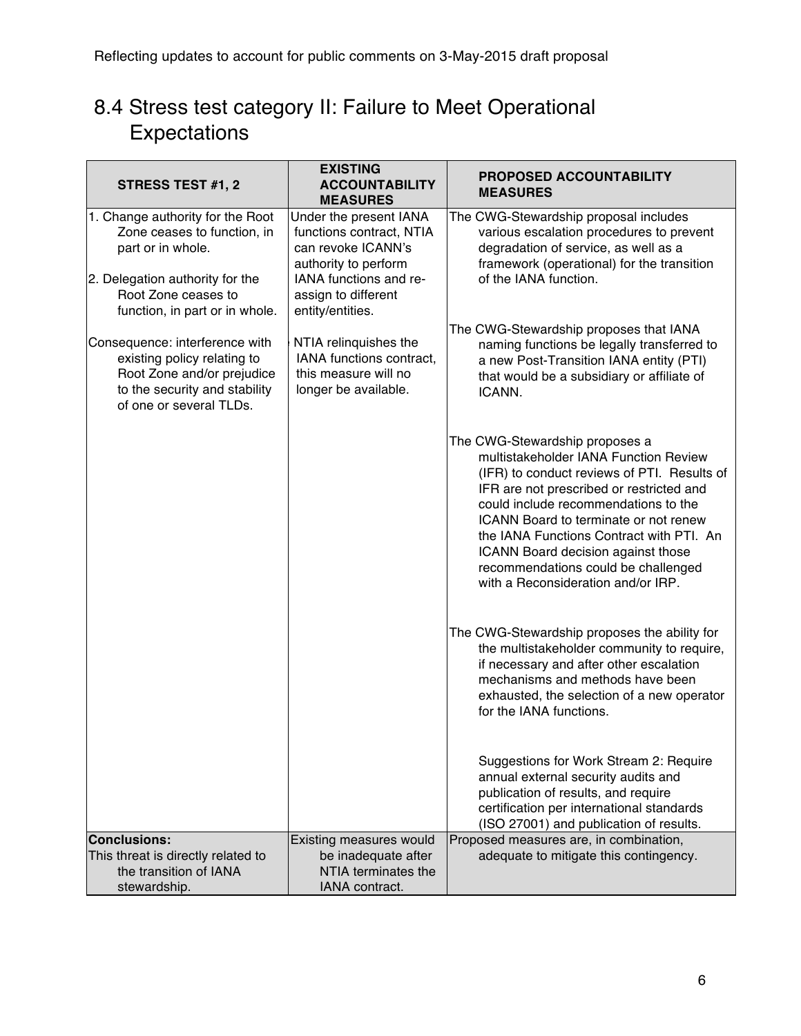## 8.4 Stress test category II: Failure to Meet Operational Expectations

| STRESS TEST #1, 2 | EXISTING ACCOUNTABILITY MEASURES | PROPOSED ACCOUNTABILITY MEASURES |
|---|---|---|
| 1. Change authority for the Root Zone ceases to function, in part or in whole.<br><br>2. Delegation authority for the Root Zone ceases to function, in part or in whole.<br><br>Consequence: interference with existing policy relating to Root Zone and/or prejudice to the security and stability of one or several TLDs. | Under the present IANA functions contract, NTIA can revoke ICANN's authority to perform IANA functions and re-assign to different entity/entities.<br><br>NTIA relinquishes the IANA functions contract, this measure will no longer be available. | The CWG-Stewardship proposal includes various escalation procedures to prevent degradation of service, as well as a framework (operational) for the transition of the IANA function.<br><br>The CWG-Stewardship proposes that IANA naming functions be legally transferred to a new Post-Transition IANA entity (PTI) that would be a subsidiary or affiliate of ICANN.<br><br>The CWG-Stewardship proposes a multistakeholder IANA Function Review (IFR) to conduct reviews of PTI. Results of IFR are not prescribed or restricted and could include recommendations to the ICANN Board to terminate or not renew the IANA Functions Contract with PTI. An ICANN Board decision against those recommendations could be challenged with a Reconsideration and/or IRP.<br><br>The CWG-Stewardship proposes the ability for the multistakeholder community to require, if necessary and after other escalation mechanisms and methods have been exhausted, the selection of a new operator for the IANA functions.<br><br>Suggestions for Work Stream 2: Require annual external security audits and publication of results, and require certification per international standards (ISO 27001) and publication of results. |
| **Conclusions:**<br>This threat is directly related to the transition of IANA stewardship. | Existing measures would be inadequate after NTIA terminates the IANA contract. | Proposed measures are, in combination, adequate to mitigate this contingency. |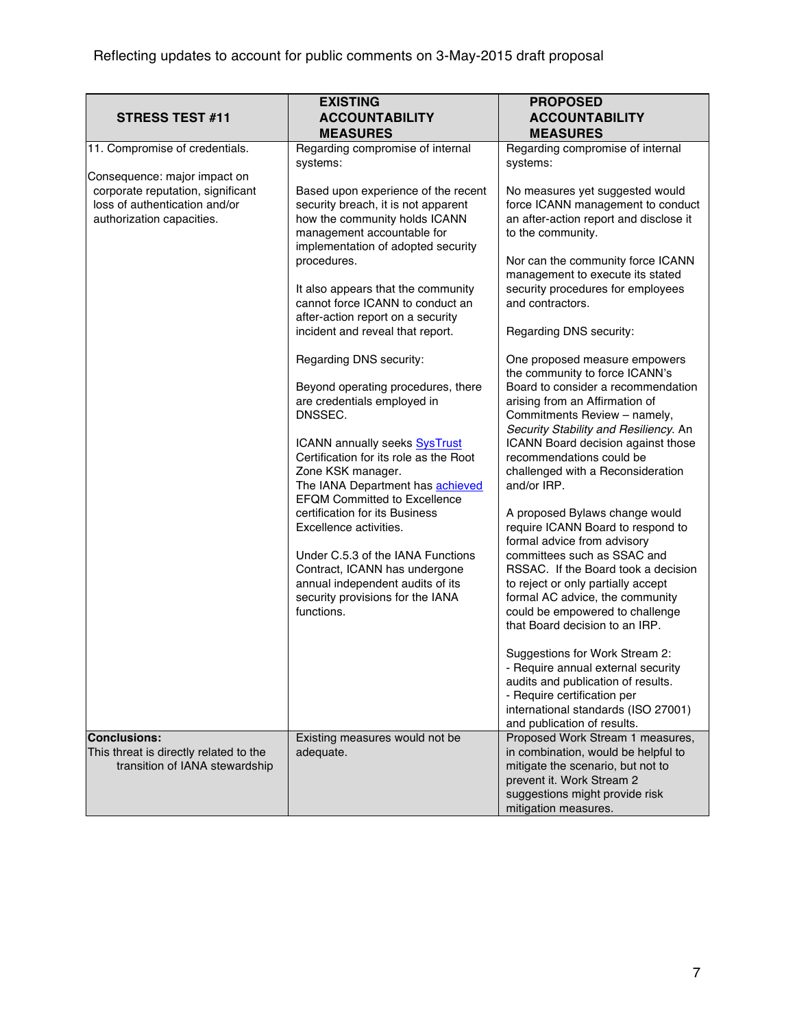Reflecting updates to account for public comments on 3-May-2015 draft proposal

| STRESS TEST #11 | EXISTING ACCOUNTABILITY MEASURES | PROPOSED ACCOUNTABILITY MEASURES |
|---|---|---|
| 11. Compromise of credentials.<br><br>Consequence: major impact on corporate reputation, significant loss of authentication and/or authorization capacities. | Regarding compromise of internal systems:<br><br>Based upon experience of the recent security breach, it is not apparent how the community holds ICANN management accountable for implementation of adopted security procedures.<br><br>It also appears that the community cannot force ICANN to conduct an after-action report on a security incident and reveal that report.<br><br>Regarding DNS security:<br><br>Beyond operating procedures, there are credentials employed in DNSSEC.<br><br>ICANN annually seeks SysTrust Certification for its role as the Root Zone KSK manager.<br>The IANA Department has achieved EFQM Committed to Excellence certification for its Business Excellence activities.<br><br>Under C.5.3 of the IANA Functions Contract, ICANN has undergone annual independent audits of its security provisions for the IANA functions. | Regarding compromise of internal systems:<br><br>No measures yet suggested would force ICANN management to conduct an after-action report and disclose it to the community.<br><br>Nor can the community force ICANN management to execute its stated security procedures for employees and contractors.<br><br>Regarding DNS security:<br><br>One proposed measure empowers the community to force ICANN's Board to consider a recommendation arising from an Affirmation of Commitments Review – namely, *Security Stability and Resiliency.* An ICANN Board decision against those recommendations could be challenged with a Reconsideration and/or IRP.<br><br>A proposed Bylaws change would require ICANN Board to respond to formal advice from advisory committees such as SSAC and RSSAC. If the Board took a decision to reject or only partially accept formal AC advice, the community could be empowered to challenge that Board decision to an IRP.<br><br>Suggestions for Work Stream 2:<br>- Require annual external security audits and publication of results.<br>- Require certification per international standards (ISO 27001) and publication of results. |
| **Conclusions:**<br>This threat is directly related to the transition of IANA stewardship | Existing measures would not be adequate. | Proposed Work Stream 1 measures, in combination, would be helpful to mitigate the scenario, but not to prevent it. Work Stream 2 suggestions might provide risk mitigation measures. |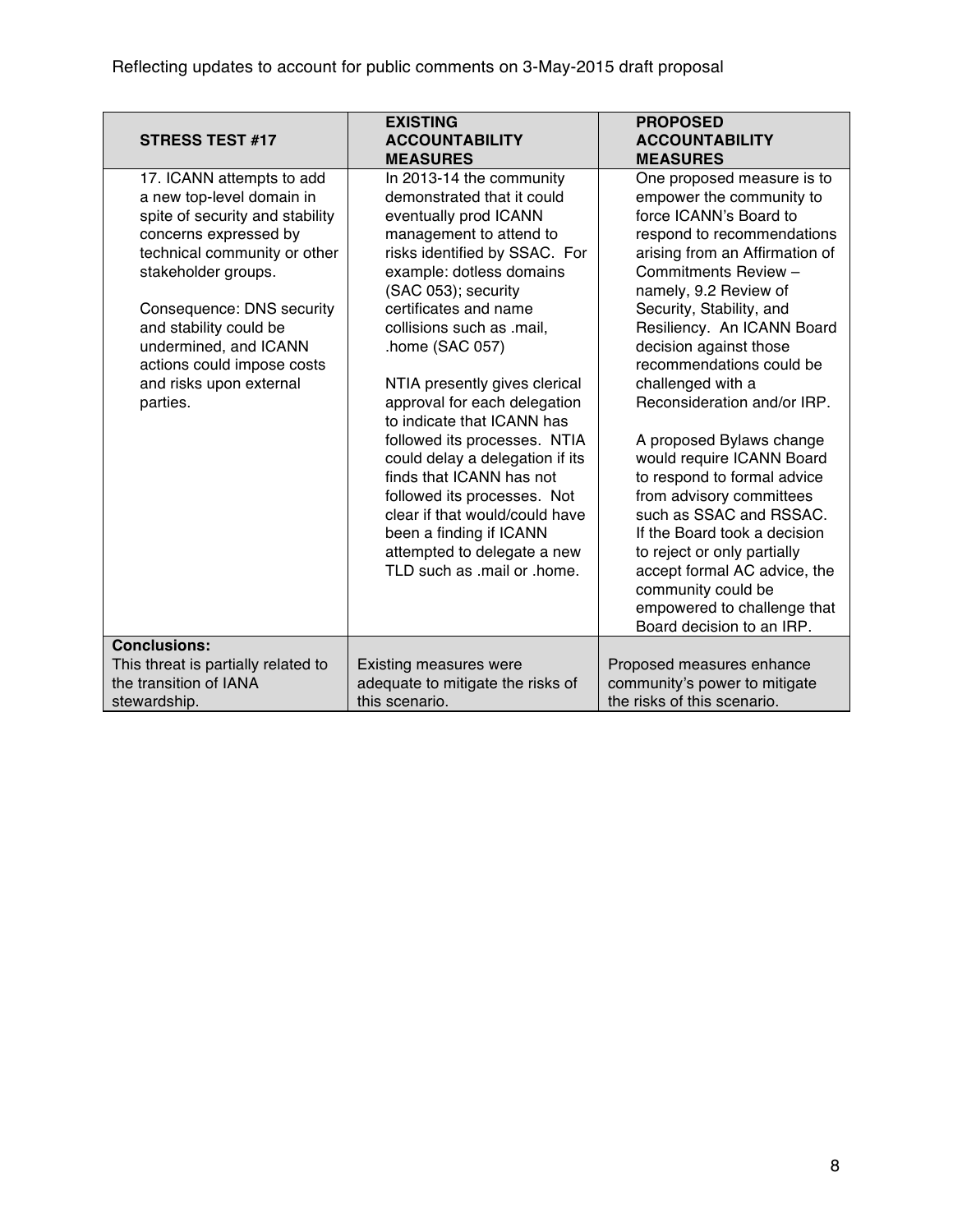Reflecting updates to account for public comments on 3-May-2015 draft proposal

| **STRESS TEST #17** | **EXISTING ACCOUNTABILITY MEASURES** | **PROPOSED ACCOUNTABILITY MEASURES** |
|---|---|---|
| 17. ICANN attempts to add a new top-level domain in spite of security and stability concerns expressed by technical community or other stakeholder groups.<br><br>Consequence: DNS security and stability could be undermined, and ICANN actions could impose costs and risks upon external parties. | In 2013-14 the community demonstrated that it could eventually prod ICANN management to attend to risks identified by SSAC. For example: dotless domains (SAC 053); security certificates and name collisions such as .mail, .home (SAC 057)<br><br>NTIA presently gives clerical approval for each delegation to indicate that ICANN has followed its processes. NTIA could delay a delegation if its finds that ICANN has not followed its processes. Not clear if that would/could have been a finding if ICANN attempted to delegate a new TLD such as .mail or .home. | One proposed measure is to empower the community to force ICANN's Board to respond to recommendations arising from an Affirmation of Commitments Review – namely, 9.2 Review of Security, Stability, and Resiliency. An ICANN Board decision against those recommendations could be challenged with a Reconsideration and/or IRP.<br><br>A proposed Bylaws change would require ICANN Board to respond to formal advice from advisory committees such as SSAC and RSSAC. If the Board took a decision to reject or only partially accept formal AC advice, the community could be empowered to challenge that Board decision to an IRP. |
| **Conclusions:**<br>This threat is partially related to the transition of IANA stewardship. | Existing measures were adequate to mitigate the risks of this scenario. | Proposed measures enhance community's power to mitigate the risks of this scenario. |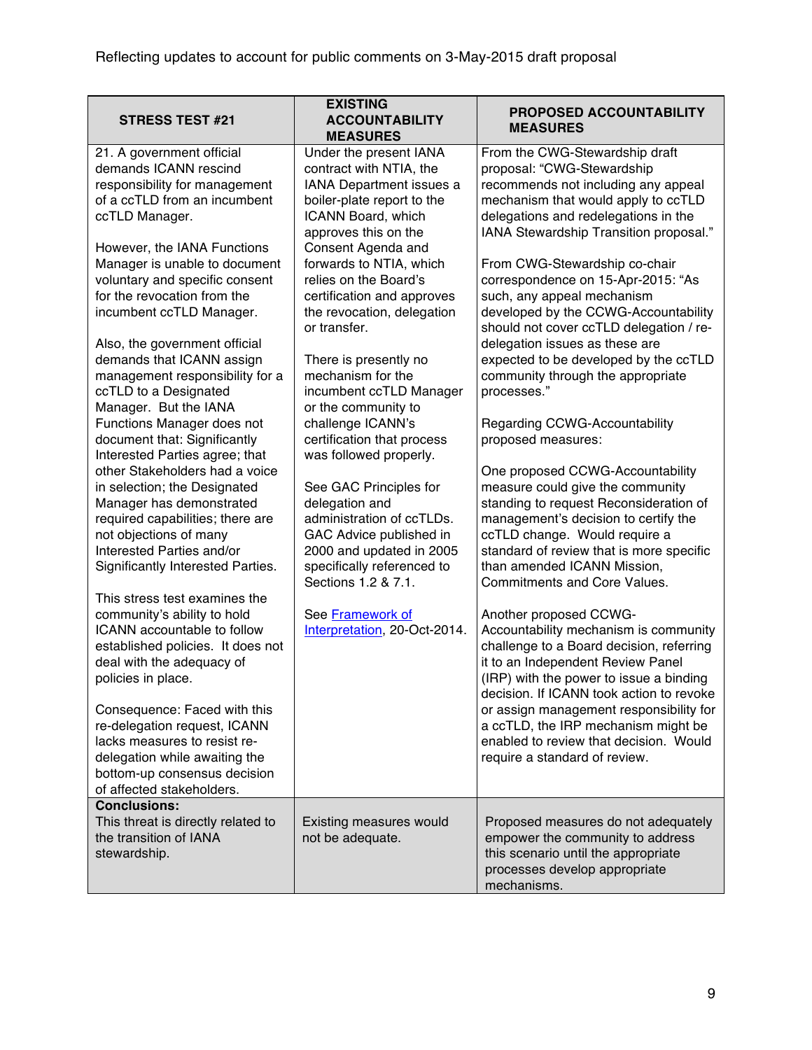Reflecting updates to account for public comments on 3-May-2015 draft proposal

| STRESS TEST #21 | EXISTING ACCOUNTABILITY MEASURES | PROPOSED ACCOUNTABILITY MEASURES |
|---|---|---|
| 21. A government official demands ICANN rescind responsibility for management of a ccTLD from an incumbent ccTLD Manager.<br><br>However, the IANA Functions Manager is unable to document voluntary and specific consent for the revocation from the incumbent ccTLD Manager.<br><br>Also, the government official demands that ICANN assign management responsibility for a ccTLD to a Designated Manager. But the IANA Functions Manager does not document that: Significantly Interested Parties agree; that other Stakeholders had a voice in selection; the Designated Manager has demonstrated required capabilities; there are not objections of many Interested Parties and/or Significantly Interested Parties.<br><br>This stress test examines the community's ability to hold ICANN accountable to follow established policies. It does not deal with the adequacy of policies in place.<br><br>Consequence: Faced with this re-delegation request, ICANN lacks measures to resist re-delegation while awaiting the bottom-up consensus decision of affected stakeholders. | Under the present IANA contract with NTIA, the IANA Department issues a boiler-plate report to the ICANN Board, which approves this on the Consent Agenda and forwards to NTIA, which relies on the Board's certification and approves the revocation, delegation or transfer.<br><br>There is presently no mechanism for the incumbent ccTLD Manager or the community to challenge ICANN's certification that process was followed properly.<br><br>See GAC Principles for delegation and administration of ccTLDs. GAC Advice published in 2000 and updated in 2005 specifically referenced to Sections 1.2 & 7.1.<br><br>See [Framework of Interpretation](), 20-Oct-2014. | From the CWG-Stewardship draft proposal: "CWG-Stewardship recommends not including any appeal mechanism that would apply to ccTLD delegations and redelegations in the IANA Stewardship Transition proposal."<br><br>From CWG-Stewardship co-chair correspondence on 15-Apr-2015: "As such, any appeal mechanism developed by the CCWG-Accountability should not cover ccTLD delegation / re-delegation issues as these are expected to be developed by the ccTLD community through the appropriate processes."<br><br>Regarding CCWG-Accountability proposed measures:<br><br>One proposed CCWG-Accountability measure could give the community standing to request Reconsideration of management's decision to certify the ccTLD change. Would require a standard of review that is more specific than amended ICANN Mission, Commitments and Core Values.<br><br>Another proposed CCWG-Accountability mechanism is community challenge to a Board decision, referring it to an Independent Review Panel (IRP) with the power to issue a binding decision. If ICANN took action to revoke or assign management responsibility for a ccTLD, the IRP mechanism might be enabled to review that decision. Would require a standard of review. |
| **Conclusions:**<br>This threat is directly related to the transition of IANA stewardship. | Existing measures would not be adequate. | Proposed measures do not adequately empower the community to address this scenario until the appropriate processes develop appropriate mechanisms. |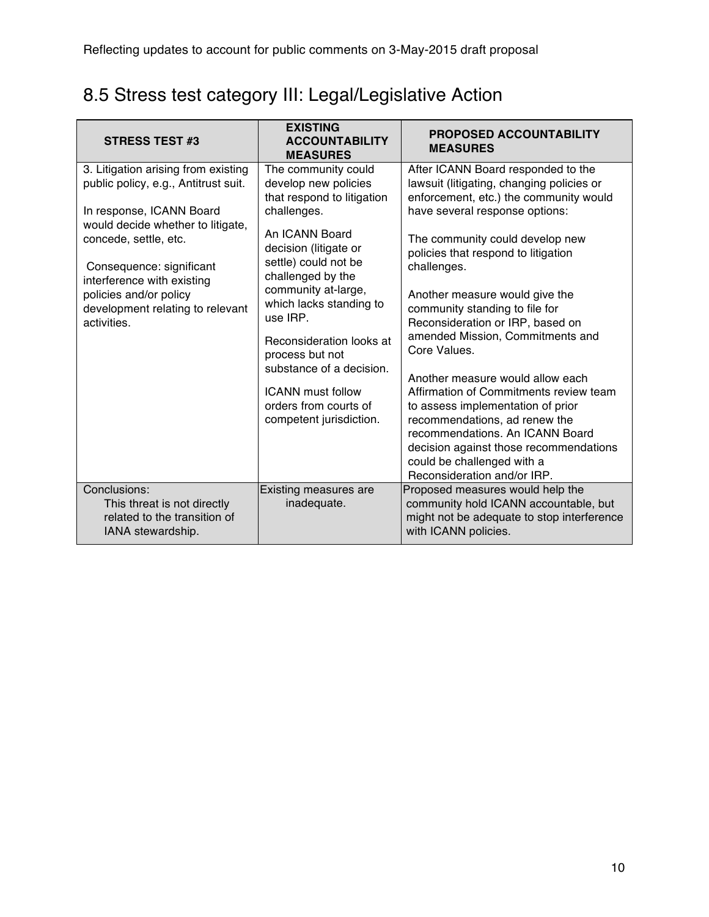## 8.5 Stress test category III: Legal/Legislative Action

| STRESS TEST #3 | EXISTING ACCOUNTABILITY MEASURES | PROPOSED ACCOUNTABILITY MEASURES |
|---|---|---|
| 3. Litigation arising from existing public policy, e.g., Antitrust suit.<br><br>In response, ICANN Board would decide whether to litigate, concede, settle, etc.<br><br>Consequence: significant interference with existing policies and/or policy development relating to relevant activities. | The community could develop new policies that respond to litigation challenges.<br><br>An ICANN Board decision (litigate or settle) could not be challenged by the community at-large, which lacks standing to use IRP.<br><br>Reconsideration looks at process but not substance of a decision.<br><br>ICANN must follow orders from courts of competent jurisdiction. | After ICANN Board responded to the lawsuit (litigating, changing policies or enforcement, etc.) the community would have several response options:<br><br>The community could develop new policies that respond to litigation challenges.<br><br>Another measure would give the community standing to file for Reconsideration or IRP, based on amended Mission, Commitments and Core Values.<br><br>Another measure would allow each Affirmation of Commitments review team to assess implementation of prior recommendations, ad renew the recommendations. An ICANN Board decision against those recommendations could be challenged with a Reconsideration and/or IRP. |
| Conclusions:<br>This threat is not directly related to the transition of IANA stewardship. | Existing measures are inadequate. | Proposed measures would help the community hold ICANN accountable, but might not be adequate to stop interference with ICANN policies. |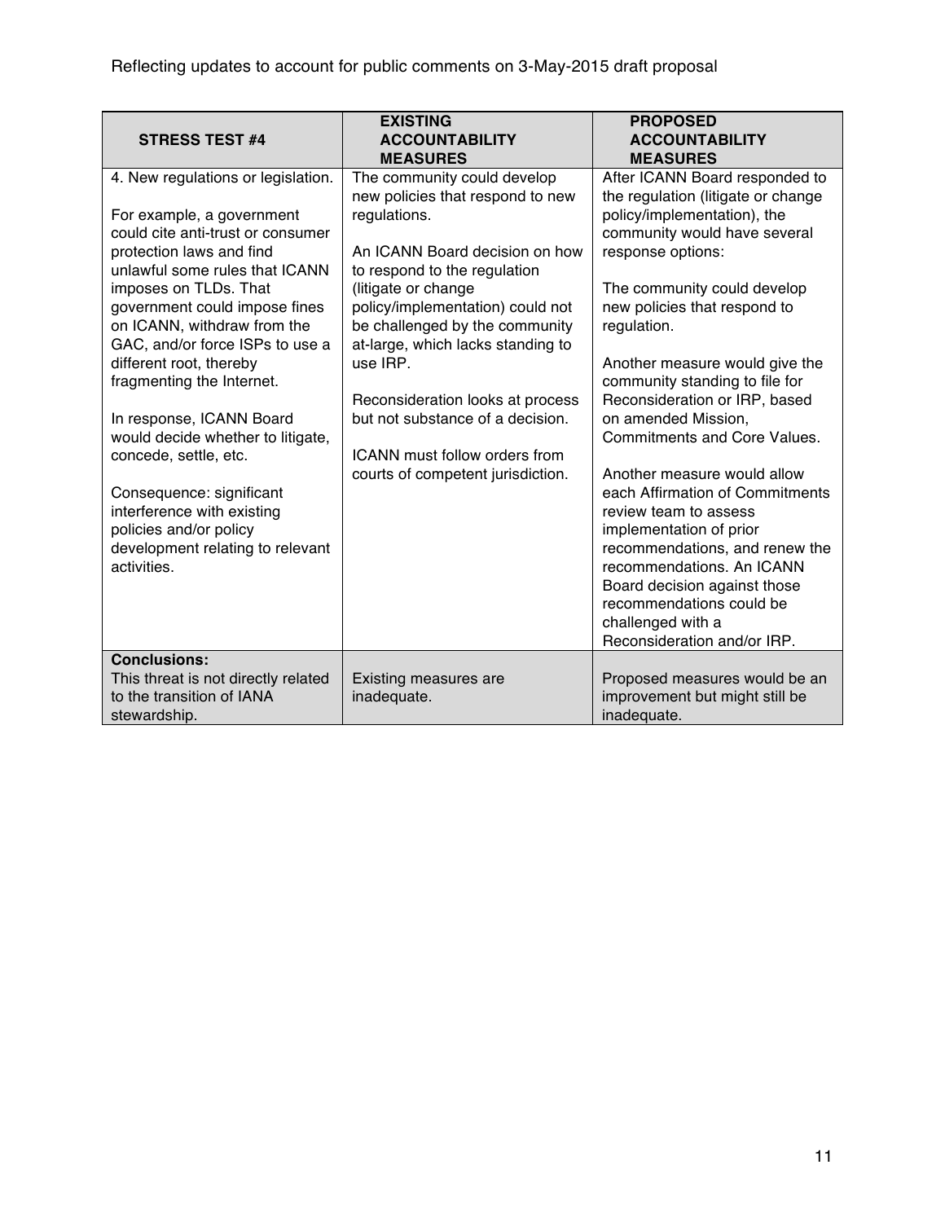Reflecting updates to account for public comments on 3-May-2015 draft proposal

| STRESS TEST #4 | EXISTING ACCOUNTABILITY MEASURES | PROPOSED ACCOUNTABILITY MEASURES |
| --- | --- | --- |
| 4. New regulations or legislation.<br><br>For example, a government could cite anti-trust or consumer protection laws and find unlawful some rules that ICANN imposes on TLDs. That government could impose fines on ICANN, withdraw from the GAC, and/or force ISPs to use a different root, thereby fragmenting the Internet.<br><br>In response, ICANN Board would decide whether to litigate, concede, settle, etc.<br><br>Consequence: significant interference with existing policies and/or policy development relating to relevant activities. | The community could develop new policies that respond to new regulations.<br><br>An ICANN Board decision on how to respond to the regulation (litigate or change policy/implementation) could not be challenged by the community at-large, which lacks standing to use IRP.<br><br>Reconsideration looks at process but not substance of a decision.<br><br>ICANN must follow orders from courts of competent jurisdiction. | After ICANN Board responded to the regulation (litigate or change policy/implementation), the community would have several response options:<br><br>The community could develop new policies that respond to regulation.<br><br>Another measure would give the community standing to file for Reconsideration or IRP, based on amended Mission, Commitments and Core Values.<br><br>Another measure would allow each Affirmation of Commitments review team to assess implementation of prior recommendations, and renew the recommendations. An ICANN Board decision against those recommendations could be challenged with a Reconsideration and/or IRP. |
| **Conclusions:**<br>This threat is not directly related to the transition of IANA stewardship. | Existing measures are inadequate. | Proposed measures would be an improvement but might still be inadequate. |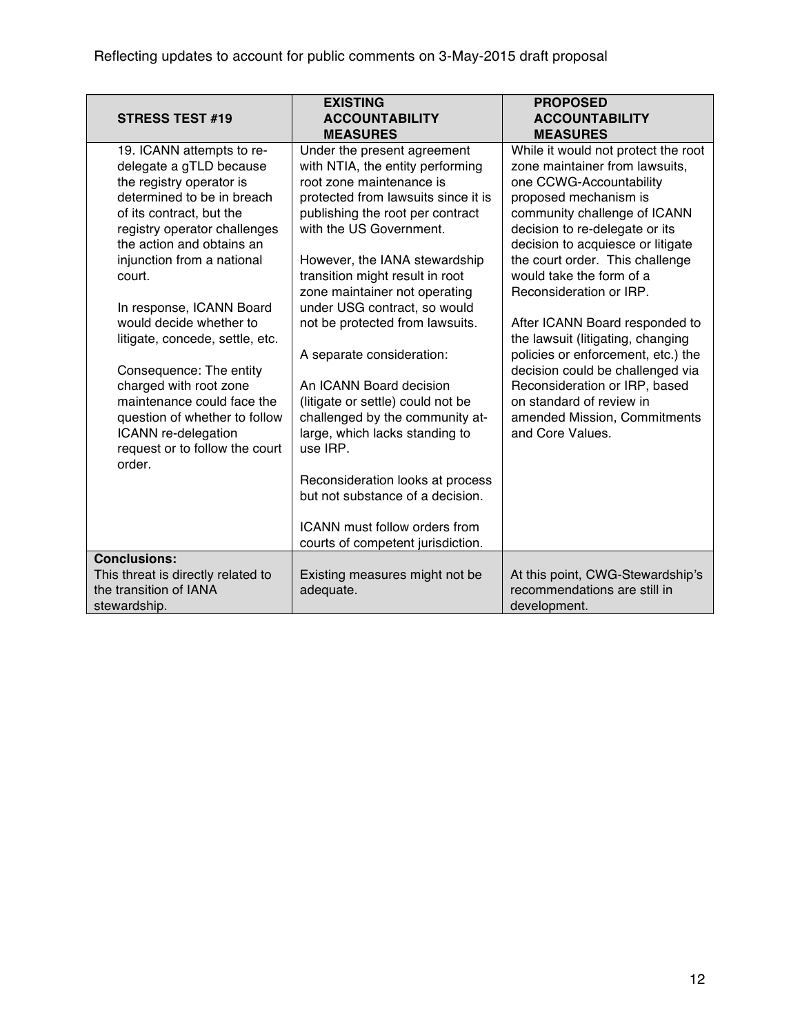Reflecting updates to account for public comments on 3-May-2015 draft proposal

| STRESS TEST #19 | EXISTING ACCOUNTABILITY MEASURES | PROPOSED ACCOUNTABILITY MEASURES |
|---|---|---|
| 19. ICANN attempts to re-delegate a gTLD because the registry operator is determined to be in breach of its contract, but the registry operator challenges the action and obtains an injunction from a national court.<br><br>In response, ICANN Board would decide whether to litigate, concede, settle, etc.<br><br>Consequence: The entity charged with root zone maintenance could face the question of whether to follow ICANN re-delegation request or to follow the court order. | Under the present agreement with NTIA, the entity performing root zone maintenance is protected from lawsuits since it is publishing the root per contract with the US Government.<br><br>However, the IANA stewardship transition might result in root zone maintainer not operating under USG contract, so would not be protected from lawsuits.<br><br>A separate consideration:<br><br>An ICANN Board decision (litigate or settle) could not be challenged by the community at-large, which lacks standing to use IRP.<br><br>Reconsideration looks at process but not substance of a decision.<br><br>ICANN must follow orders from courts of competent jurisdiction. | While it would not protect the root zone maintainer from lawsuits, one CCWG-Accountability proposed mechanism is community challenge of ICANN decision to re-delegate or its decision to acquiesce or litigate the court order. This challenge would take the form of a Reconsideration or IRP.<br><br>After ICANN Board responded to the lawsuit (litigating, changing policies or enforcement, etc.) the decision could be challenged via Reconsideration or IRP, based on standard of review in amended Mission, Commitments and Core Values. |
| **Conclusions:**<br>This threat is directly related to the transition of IANA stewardship. | Existing measures might not be adequate. | At this point, CWG-Stewardship's recommendations are still in development. |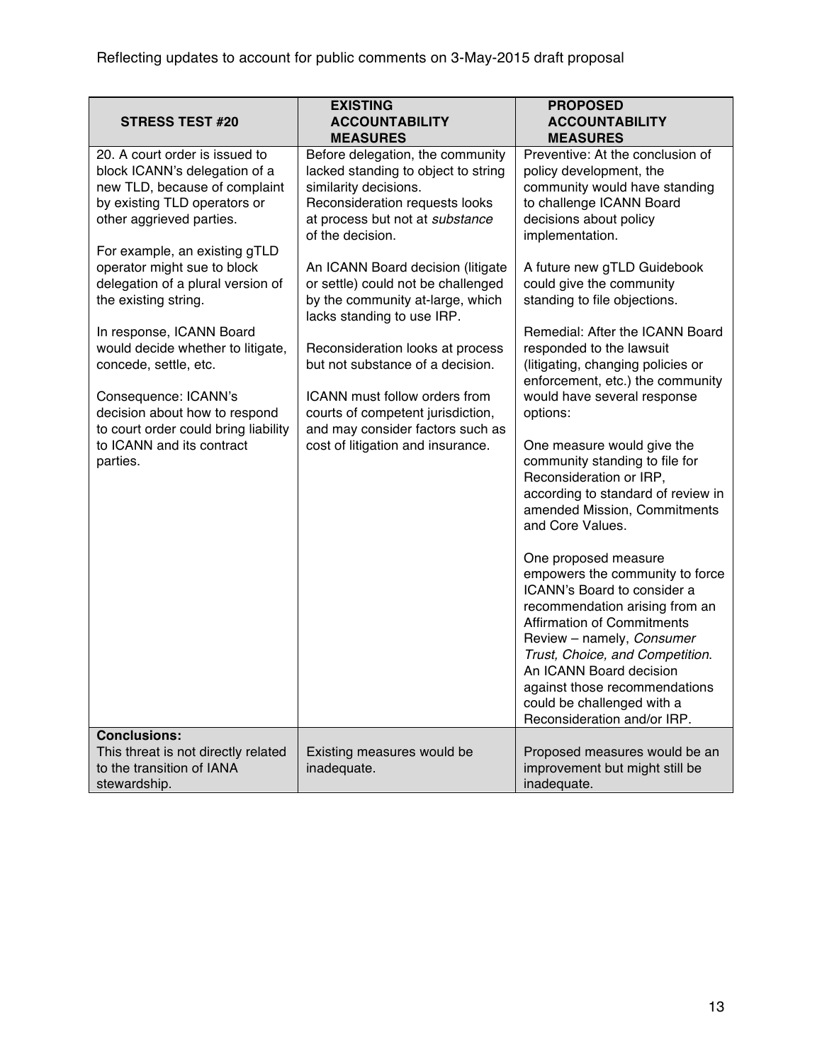Reflecting updates to account for public comments on 3-May-2015 draft proposal

| STRESS TEST #20 | EXISTING ACCOUNTABILITY MEASURES | PROPOSED ACCOUNTABILITY MEASURES |
|---|---|---|
| 20. A court order is issued to block ICANN's delegation of a new TLD, because of complaint by existing TLD operators or other aggrieved parties.<br><br>For example, an existing gTLD operator might sue to block delegation of a plural version of the existing string.<br><br>In response, ICANN Board would decide whether to litigate, concede, settle, etc.<br><br>Consequence: ICANN's decision about how to respond to court order could bring liability to ICANN and its contract parties. | Before delegation, the community lacked standing to object to string similarity decisions. Reconsideration requests looks at process but not at *substance* of the decision.<br><br>An ICANN Board decision (litigate or settle) could not be challenged by the community at-large, which lacks standing to use IRP.<br><br>Reconsideration looks at process but not substance of a decision.<br><br>ICANN must follow orders from courts of competent jurisdiction, and may consider factors such as cost of litigation and insurance. | Preventive: At the conclusion of policy development, the community would have standing to challenge ICANN Board decisions about policy implementation.<br><br>A future new gTLD Guidebook could give the community standing to file objections.<br><br>Remedial: After the ICANN Board responded to the lawsuit (litigating, changing policies or enforcement, etc.) the community would have several response options:<br><br>One measure would give the community standing to file for Reconsideration or IRP, according to standard of review in amended Mission, Commitments and Core Values.<br><br>One proposed measure empowers the community to force ICANN's Board to consider a recommendation arising from an Affirmation of Commitments Review – namely, *Consumer Trust, Choice, and Competition*. An ICANN Board decision against those recommendations could be challenged with a Reconsideration and/or IRP. |
| **Conclusions:**<br>This threat is not directly related to the transition of IANA stewardship. | Existing measures would be inadequate. | Proposed measures would be an improvement but might still be inadequate. |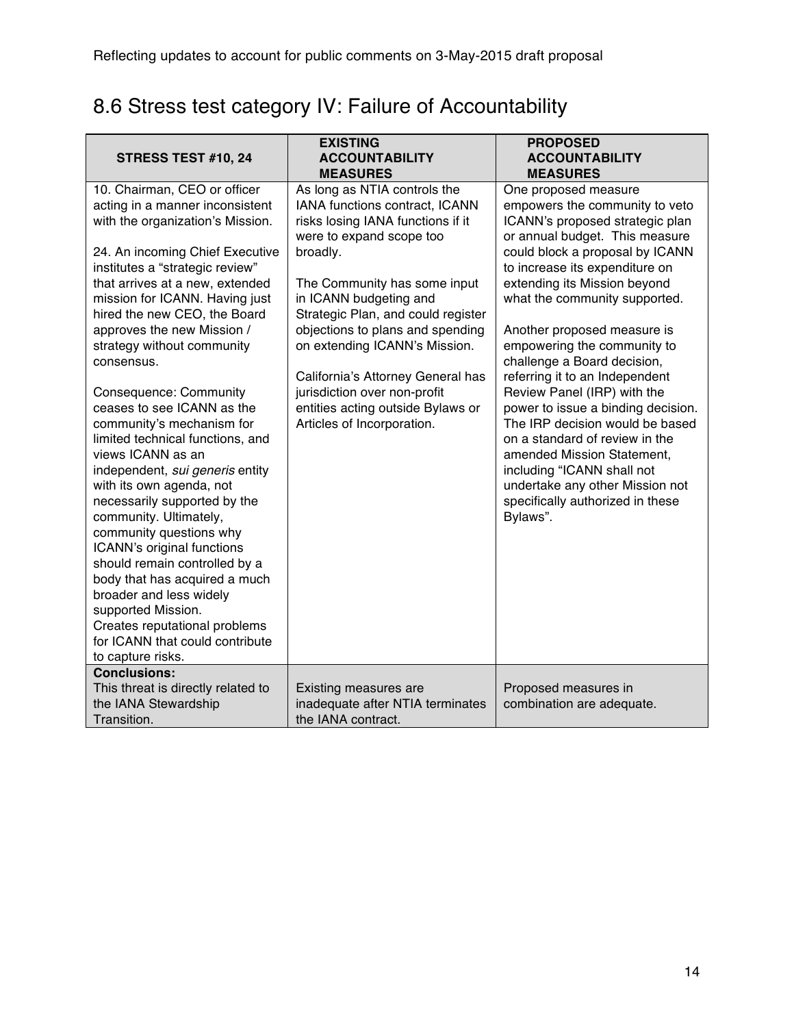# 8.6 Stress test category IV: Failure of Accountability

| STRESS TEST #10, 24 | EXISTING ACCOUNTABILITY MEASURES | PROPOSED ACCOUNTABILITY MEASURES |
|---|---|---|
| 10. Chairman, CEO or officer acting in a manner inconsistent with the organization's Mission.<br><br>24. An incoming Chief Executive institutes a "strategic review" that arrives at a new, extended mission for ICANN. Having just hired the new CEO, the Board approves the new Mission / strategy without community consensus.<br><br>Consequence: Community ceases to see ICANN as the community's mechanism for limited technical functions, and views ICANN as an independent, *sui generis* entity with its own agenda, not necessarily supported by the community. Ultimately, community questions why ICANN's original functions should remain controlled by a body that has acquired a much broader and less widely supported Mission.<br>Creates reputational problems for ICANN that could contribute to capture risks. | As long as NTIA controls the IANA functions contract, ICANN risks losing IANA functions if it were to expand scope too broadly.<br><br>The Community has some input in ICANN budgeting and Strategic Plan, and could register objections to plans and spending on extending ICANN's Mission.<br><br>California's Attorney General has jurisdiction over non-profit entities acting outside Bylaws or Articles of Incorporation. | One proposed measure empowers the community to veto ICANN's proposed strategic plan or annual budget. This measure could block a proposal by ICANN to increase its expenditure on extending its Mission beyond what the community supported.<br><br>Another proposed measure is empowering the community to challenge a Board decision, referring it to an Independent Review Panel (IRP) with the power to issue a binding decision. The IRP decision would be based on a standard of review in the amended Mission Statement, including "ICANN shall not undertake any other Mission not specifically authorized in these Bylaws". |
| **Conclusions:**<br>This threat is directly related to the IANA Stewardship Transition. | Existing measures are inadequate after NTIA terminates the IANA contract. | Proposed measures in combination are adequate. |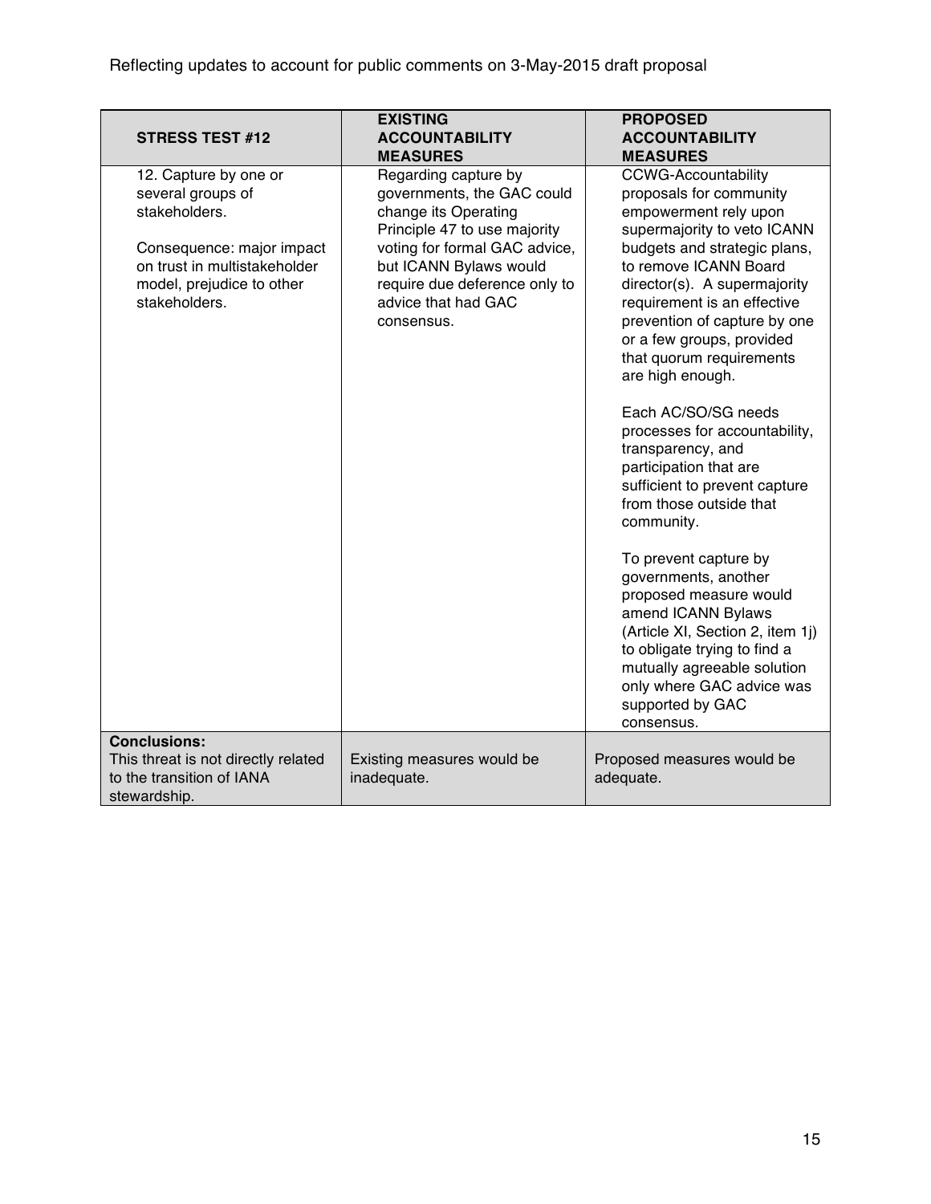Reflecting updates to account for public comments on 3-May-2015 draft proposal

| STRESS TEST #12 | EXISTING ACCOUNTABILITY MEASURES | PROPOSED ACCOUNTABILITY MEASURES |
|---|---|---|
| 12. Capture by one or several groups of stakeholders.<br><br>Consequence: major impact on trust in multistakeholder model, prejudice to other stakeholders. | Regarding capture by governments, the GAC could change its Operating Principle 47 to use majority voting for formal GAC advice, but ICANN Bylaws would require due deference only to advice that had GAC consensus. | CCWG-Accountability proposals for community empowerment rely upon supermajority to veto ICANN budgets and strategic plans, to remove ICANN Board director(s). A supermajority requirement is an effective prevention of capture by one or a few groups, provided that quorum requirements are high enough.<br><br>Each AC/SO/SG needs processes for accountability, transparency, and participation that are sufficient to prevent capture from those outside that community.<br><br>To prevent capture by governments, another proposed measure would amend ICANN Bylaws (Article XI, Section 2, item 1j) to obligate trying to find a mutually agreeable solution only where GAC advice was supported by GAC consensus. |
| **Conclusions:**<br>This threat is not directly related to the transition of IANA stewardship. | Existing measures would be inadequate. | Proposed measures would be adequate. |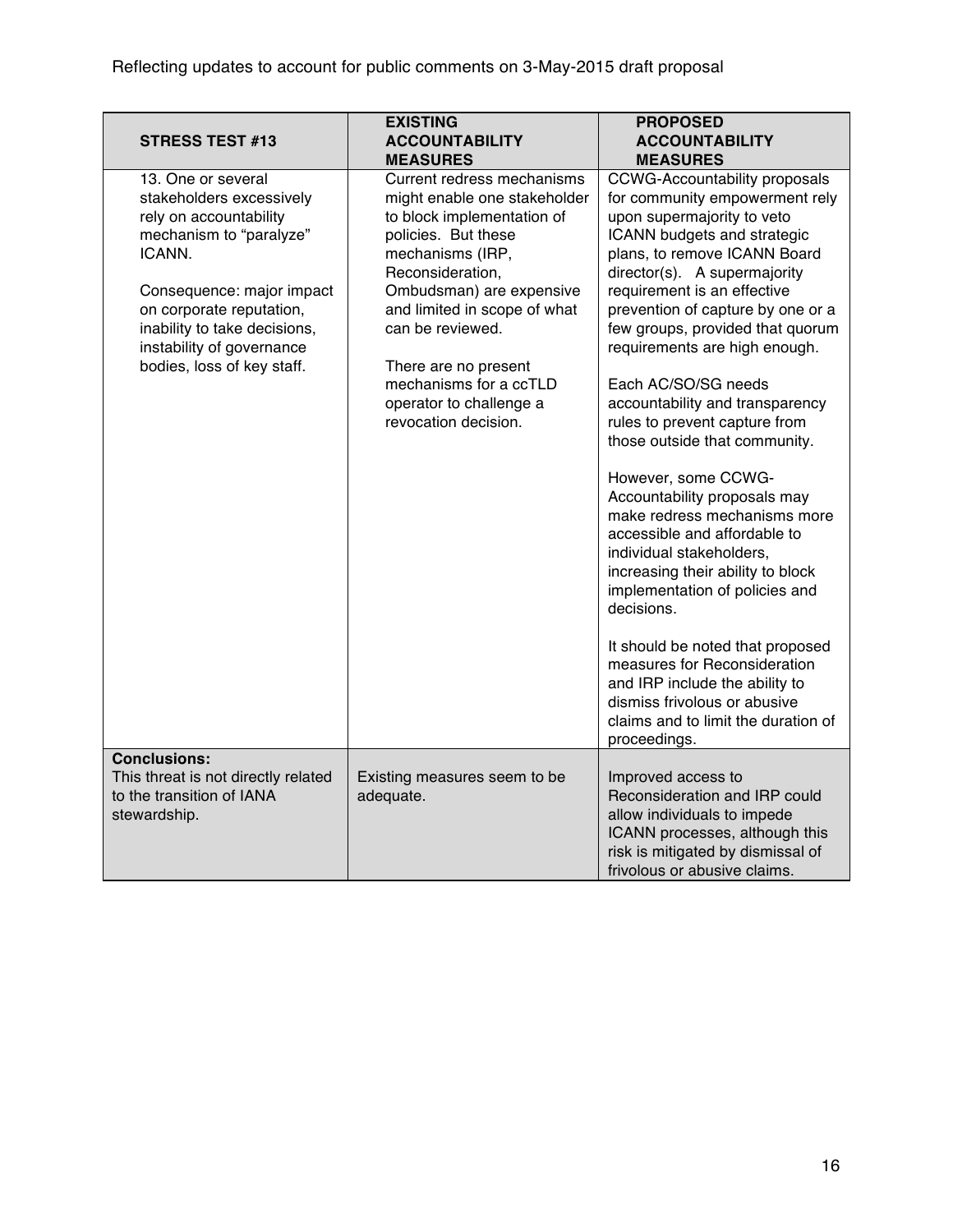Reflecting updates to account for public comments on 3-May-2015 draft proposal

| STRESS TEST #13 | EXISTING ACCOUNTABILITY MEASURES | PROPOSED ACCOUNTABILITY MEASURES |
| --- | --- | --- |
| 13. One or several stakeholders excessively rely on accountability mechanism to "paralyze" ICANN.<br><br>Consequence: major impact on corporate reputation, inability to take decisions, instability of governance bodies, loss of key staff. | Current redress mechanisms might enable one stakeholder to block implementation of policies. But these mechanisms (IRP, Reconsideration, Ombudsman) are expensive and limited in scope of what can be reviewed.<br><br>There are no present mechanisms for a ccTLD operator to challenge a revocation decision. | CCWG-Accountability proposals for community empowerment rely upon supermajority to veto ICANN budgets and strategic plans, to remove ICANN Board director(s). A supermajority requirement is an effective prevention of capture by one or a few groups, provided that quorum requirements are high enough.<br><br>Each AC/SO/SG needs accountability and transparency rules to prevent capture from those outside that community.<br><br>However, some CCWG-Accountability proposals may make redress mechanisms more accessible and affordable to individual stakeholders, increasing their ability to block implementation of policies and decisions.<br><br>It should be noted that proposed measures for Reconsideration and IRP include the ability to dismiss frivolous or abusive claims and to limit the duration of proceedings. |
| **Conclusions:**<br>This threat is not directly related to the transition of IANA stewardship. | Existing measures seem to be adequate. | Improved access to Reconsideration and IRP could allow individuals to impede ICANN processes, although this risk is mitigated by dismissal of frivolous or abusive claims. |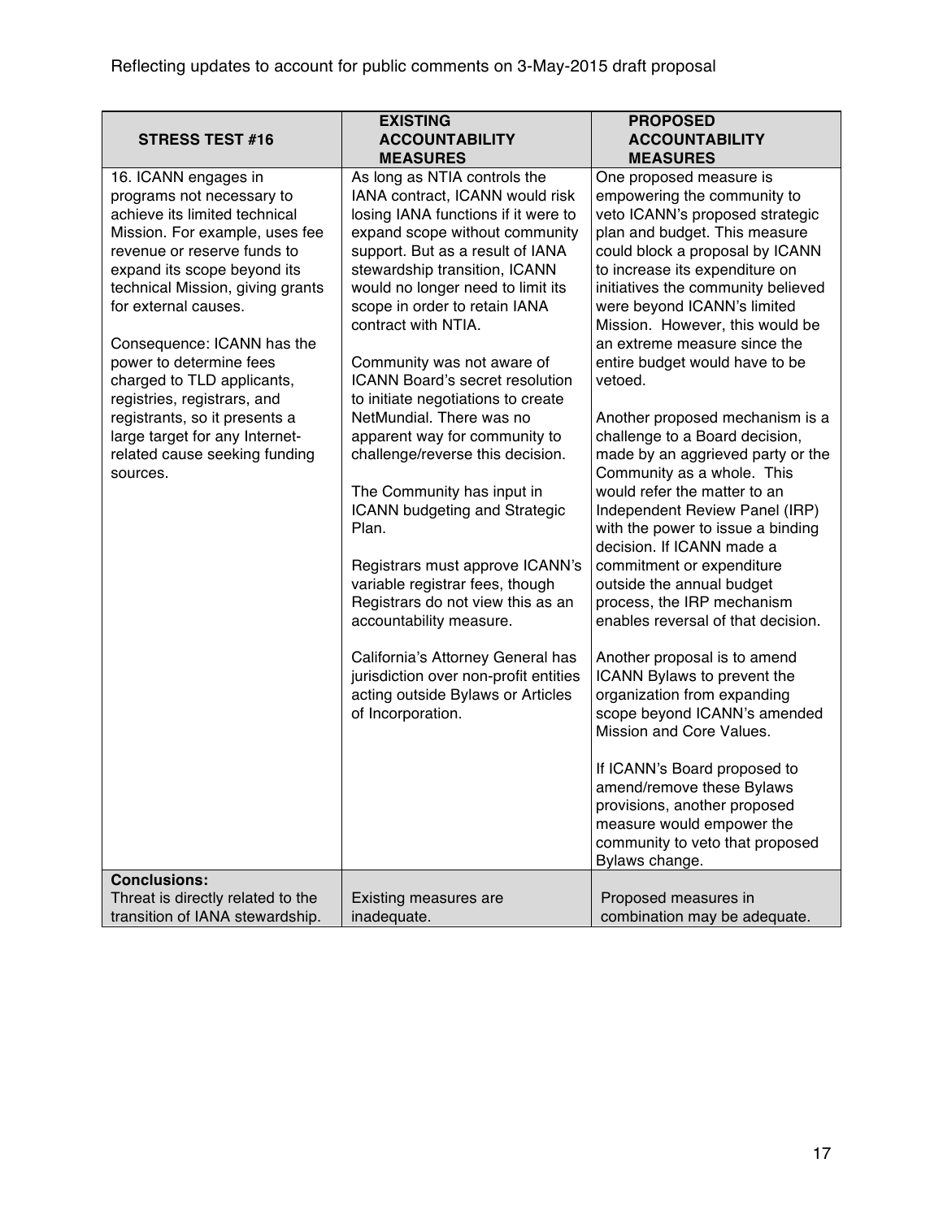Reflecting updates to account for public comments on 3-May-2015 draft proposal

| STRESS TEST #16 | EXISTING ACCOUNTABILITY MEASURES | PROPOSED ACCOUNTABILITY MEASURES |
|---|---|---|
| 16. ICANN engages in programs not necessary to achieve its limited technical Mission. For example, uses fee revenue or reserve funds to expand its scope beyond its technical Mission, giving grants for external causes.<br><br>Consequence: ICANN has the power to determine fees charged to TLD applicants, registries, registrars, and registrants, so it presents a large target for any Internet-related cause seeking funding sources. | As long as NTIA controls the IANA contract, ICANN would risk losing IANA functions if it were to expand scope without community support. But as a result of IANA stewardship transition, ICANN would no longer need to limit its scope in order to retain IANA contract with NTIA.<br><br>Community was not aware of ICANN Board's secret resolution to initiate negotiations to create NetMundial. There was no apparent way for community to challenge/reverse this decision.<br><br>The Community has input in ICANN budgeting and Strategic Plan.<br><br>Registrars must approve ICANN's variable registrar fees, though Registrars do not view this as an accountability measure.<br><br>California's Attorney General has jurisdiction over non-profit entities acting outside Bylaws or Articles of Incorporation. | One proposed measure is empowering the community to veto ICANN's proposed strategic plan and budget. This measure could block a proposal by ICANN to increase its expenditure on initiatives the community believed were beyond ICANN's limited Mission. However, this would be an extreme measure since the entire budget would have to be vetoed.<br><br>Another proposed mechanism is a challenge to a Board decision, made by an aggrieved party or the Community as a whole. This would refer the matter to an Independent Review Panel (IRP) with the power to issue a binding decision. If ICANN made a commitment or expenditure outside the annual budget process, the IRP mechanism enables reversal of that decision.<br><br>Another proposal is to amend ICANN Bylaws to prevent the organization from expanding scope beyond ICANN's amended Mission and Core Values.<br><br>If ICANN's Board proposed to amend/remove these Bylaws provisions, another proposed measure would empower the community to veto that proposed Bylaws change. |
| **Conclusions:**<br>Threat is directly related to the transition of IANA stewardship. | Existing measures are inadequate. | Proposed measures in combination may be adequate. |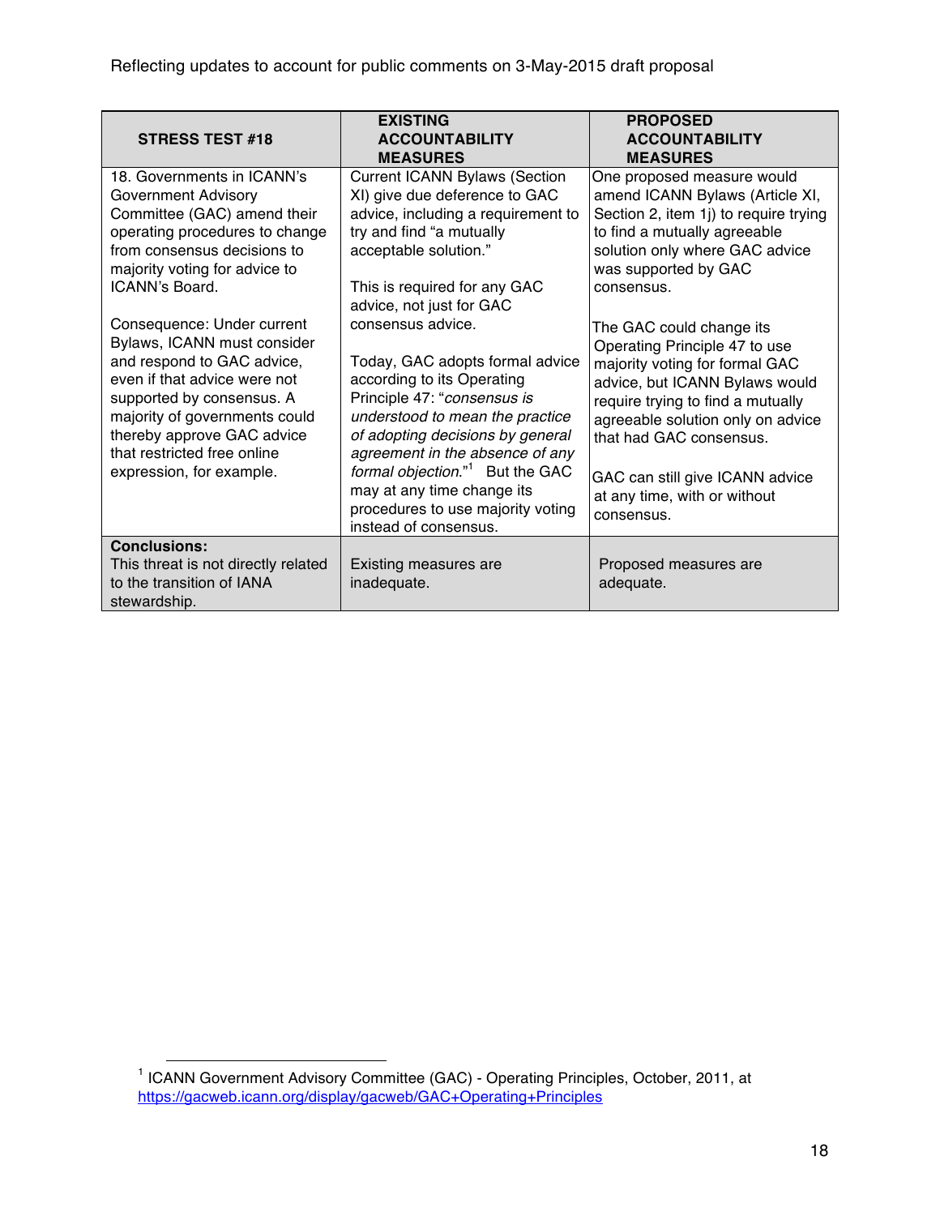Reflecting updates to account for public comments on 3-May-2015 draft proposal

| STRESS TEST #18 | EXISTING ACCOUNTABILITY MEASURES | PROPOSED ACCOUNTABILITY MEASURES |
|---|---|---|
| 18. Governments in ICANN's Government Advisory Committee (GAC) amend their operating procedures to change from consensus decisions to majority voting for advice to ICANN's Board.<br><br>Consequence: Under current Bylaws, ICANN must consider and respond to GAC advice, even if that advice were not supported by consensus. A majority of governments could thereby approve GAC advice that restricted free online expression, for example. | Current ICANN Bylaws (Section XI) give due deference to GAC advice, including a requirement to try and find "a mutually acceptable solution."<br><br>This is required for any GAC advice, not just for GAC consensus advice.<br><br>Today, GAC adopts formal advice according to its Operating Principle 47: "*consensus is understood to mean the practice of adopting decisions by general agreement in the absence of any formal objection.*"[1] But the GAC may at any time change its procedures to use majority voting instead of consensus. | One proposed measure would amend ICANN Bylaws (Article XI, Section 2, item 1j) to require trying to find a mutually agreeable solution only where GAC advice was supported by GAC consensus.<br><br>The GAC could change its Operating Principle 47 to use majority voting for formal GAC advice, but ICANN Bylaws would require trying to find a mutually agreeable solution only on advice that had GAC consensus.<br><br>GAC can still give ICANN advice at any time, with or without consensus. |
| **Conclusions:**<br>This threat is not directly related to the transition of IANA stewardship. | Existing measures are inadequate. | Proposed measures are adequate. |

[1] ICANN Government Advisory Committee (GAC) - Operating Principles, October, 2011, at https://gacweb.icann.org/display/gacweb/GAC+Operating+Principles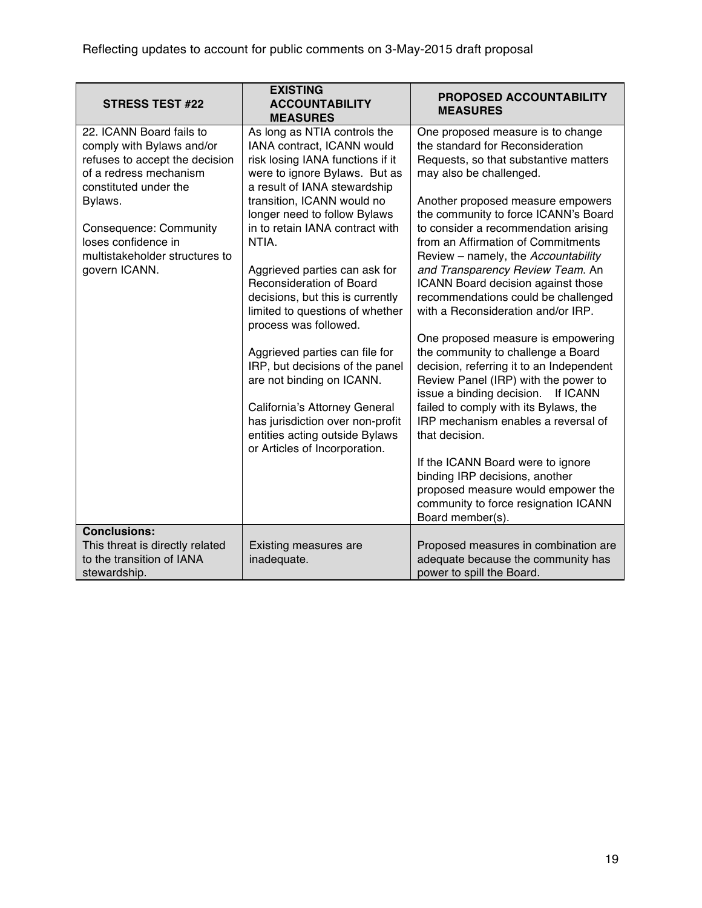Reflecting updates to account for public comments on 3-May-2015 draft proposal

| STRESS TEST #22 | EXISTING ACCOUNTABILITY MEASURES | PROPOSED ACCOUNTABILITY MEASURES |
|---|---|---|
| 22. ICANN Board fails to comply with Bylaws and/or refuses to accept the decision of a redress mechanism constituted under the Bylaws.<br><br>Consequence: Community loses confidence in multistakeholder structures to govern ICANN. | As long as NTIA controls the IANA contract, ICANN would risk losing IANA functions if it were to ignore Bylaws. But as a result of IANA stewardship transition, ICANN would no longer need to follow Bylaws in to retain IANA contract with NTIA.<br><br>Aggrieved parties can ask for Reconsideration of Board decisions, but this is currently limited to questions of whether process was followed.<br><br>Aggrieved parties can file for IRP, but decisions of the panel are not binding on ICANN.<br><br>California's Attorney General has jurisdiction over non-profit entities acting outside Bylaws or Articles of Incorporation. | One proposed measure is to change the standard for Reconsideration Requests, so that substantive matters may also be challenged.<br><br>Another proposed measure empowers the community to force ICANN's Board to consider a recommendation arising from an Affirmation of Commitments Review – namely, the *Accountability and Transparency Review Team*. An ICANN Board decision against those recommendations could be challenged with a Reconsideration and/or IRP.<br><br>One proposed measure is empowering the community to challenge a Board decision, referring it to an Independent Review Panel (IRP) with the power to issue a binding decision. If ICANN failed to comply with its Bylaws, the IRP mechanism enables a reversal of that decision.<br><br>If the ICANN Board were to ignore binding IRP decisions, another proposed measure would empower the community to force resignation ICANN Board member(s). |
| **Conclusions:**<br>This threat is directly related to the transition of IANA stewardship. | Existing measures are inadequate. | Proposed measures in combination are adequate because the community has power to spill the Board. |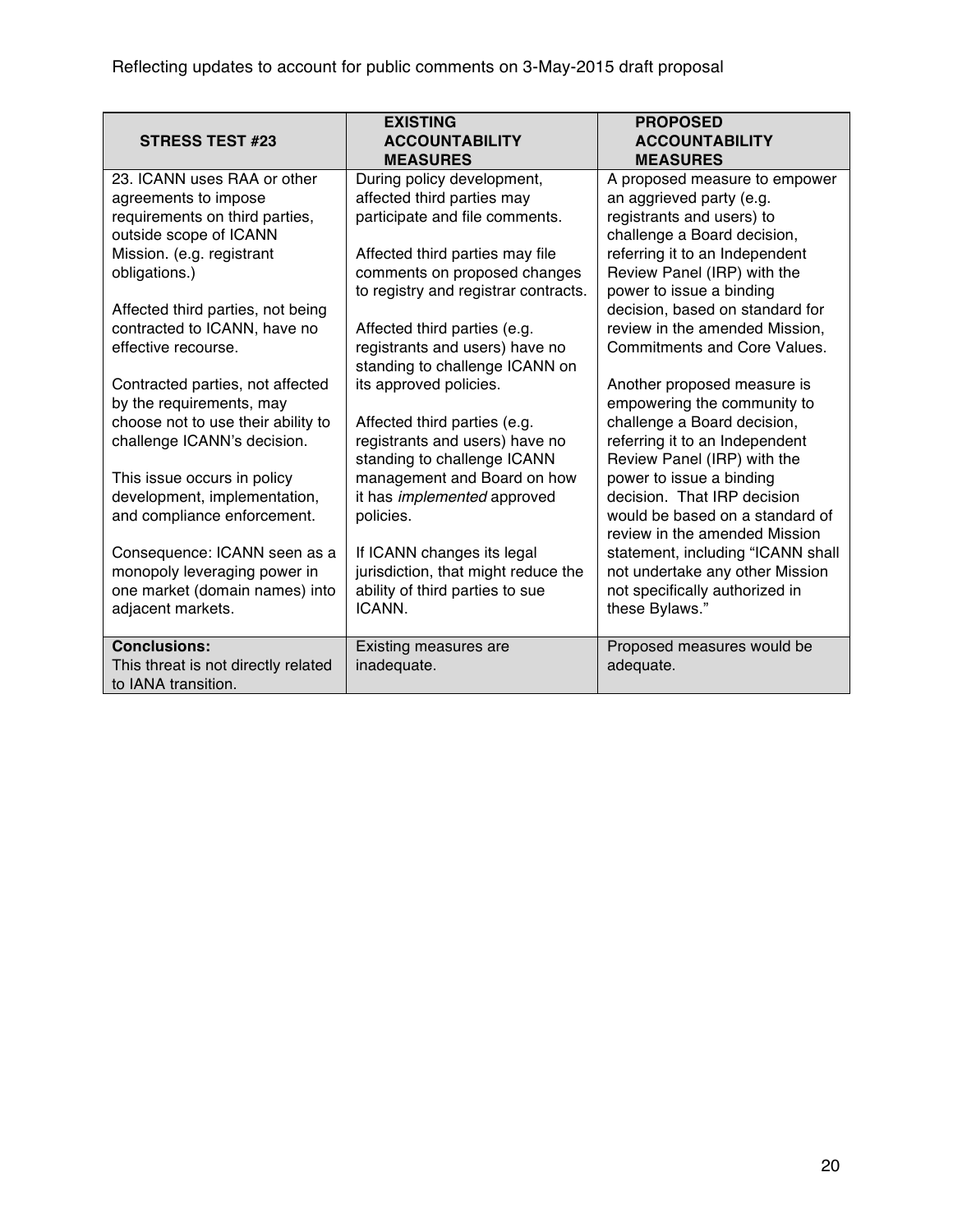Reflecting updates to account for public comments on 3-May-2015 draft proposal

| STRESS TEST #23 | EXISTING ACCOUNTABILITY MEASURES | PROPOSED ACCOUNTABILITY MEASURES |
|---|---|---|
| 23. ICANN uses RAA or other agreements to impose requirements on third parties, outside scope of ICANN Mission. (e.g. registrant obligations.)<br><br>Affected third parties, not being contracted to ICANN, have no effective recourse.<br><br>Contracted parties, not affected by the requirements, may choose not to use their ability to challenge ICANN's decision.<br><br>This issue occurs in policy development, implementation, and compliance enforcement.<br><br>Consequence: ICANN seen as a monopoly leveraging power in one market (domain names) into adjacent markets. | During policy development, affected third parties may participate and file comments.<br><br>Affected third parties may file comments on proposed changes to registry and registrar contracts.<br><br>Affected third parties (e.g. registrants and users) have no standing to challenge ICANN on its approved policies.<br><br>Affected third parties (e.g. registrants and users) have no standing to challenge ICANN management and Board on how it has *implemented* approved policies.<br><br>If ICANN changes its legal jurisdiction, that might reduce the ability of third parties to sue ICANN. | A proposed measure to empower an aggrieved party (e.g. registrants and users) to challenge a Board decision, referring it to an Independent Review Panel (IRP) with the power to issue a binding decision, based on standard for review in the amended Mission, Commitments and Core Values.<br><br>Another proposed measure is empowering the community to challenge a Board decision, referring it to an Independent Review Panel (IRP) with the power to issue a binding decision. That IRP decision would be based on a standard of review in the amended Mission statement, including "ICANN shall not undertake any other Mission not specifically authorized in these Bylaws." |
| **Conclusions:**<br>This threat is not directly related to IANA transition. | Existing measures are inadequate. | Proposed measures would be adequate. |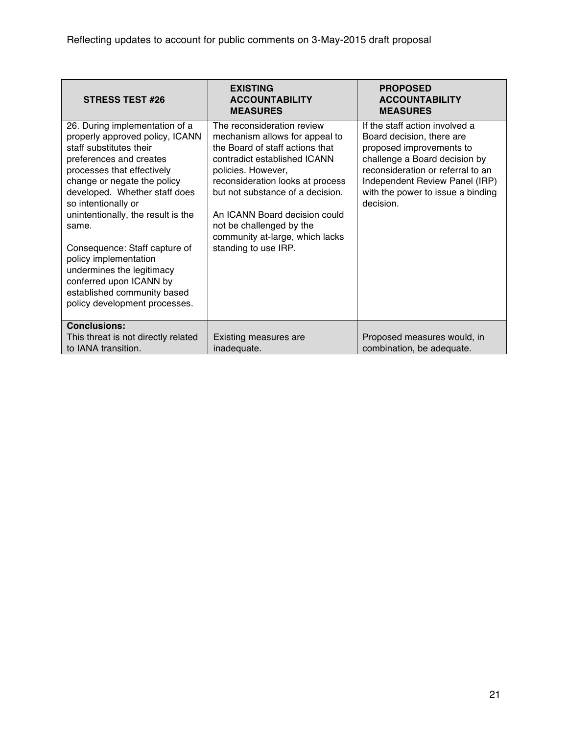Reflecting updates to account for public comments on 3-May-2015 draft proposal

| STRESS TEST #26 | EXISTING ACCOUNTABILITY MEASURES | PROPOSED ACCOUNTABILITY MEASURES |
|---|---|---|
| 26. During implementation of a properly approved policy, ICANN staff substitutes their preferences and creates processes that effectively change or negate the policy developed. Whether staff does so intentionally or unintentionally, the result is the same.<br><br>Consequence: Staff capture of policy implementation undermines the legitimacy conferred upon ICANN by established community based policy development processes. | The reconsideration review mechanism allows for appeal to the Board of staff actions that contradict established ICANN policies. However, reconsideration looks at process but not substance of a decision.<br><br>An ICANN Board decision could not be challenged by the community at-large, which lacks standing to use IRP. | If the staff action involved a Board decision, there are proposed improvements to challenge a Board decision by reconsideration or referral to an Independent Review Panel (IRP) with the power to issue a binding decision. |
| **Conclusions:**<br>This threat is not directly related to IANA transition. | Existing measures are inadequate. | Proposed measures would, in combination, be adequate. |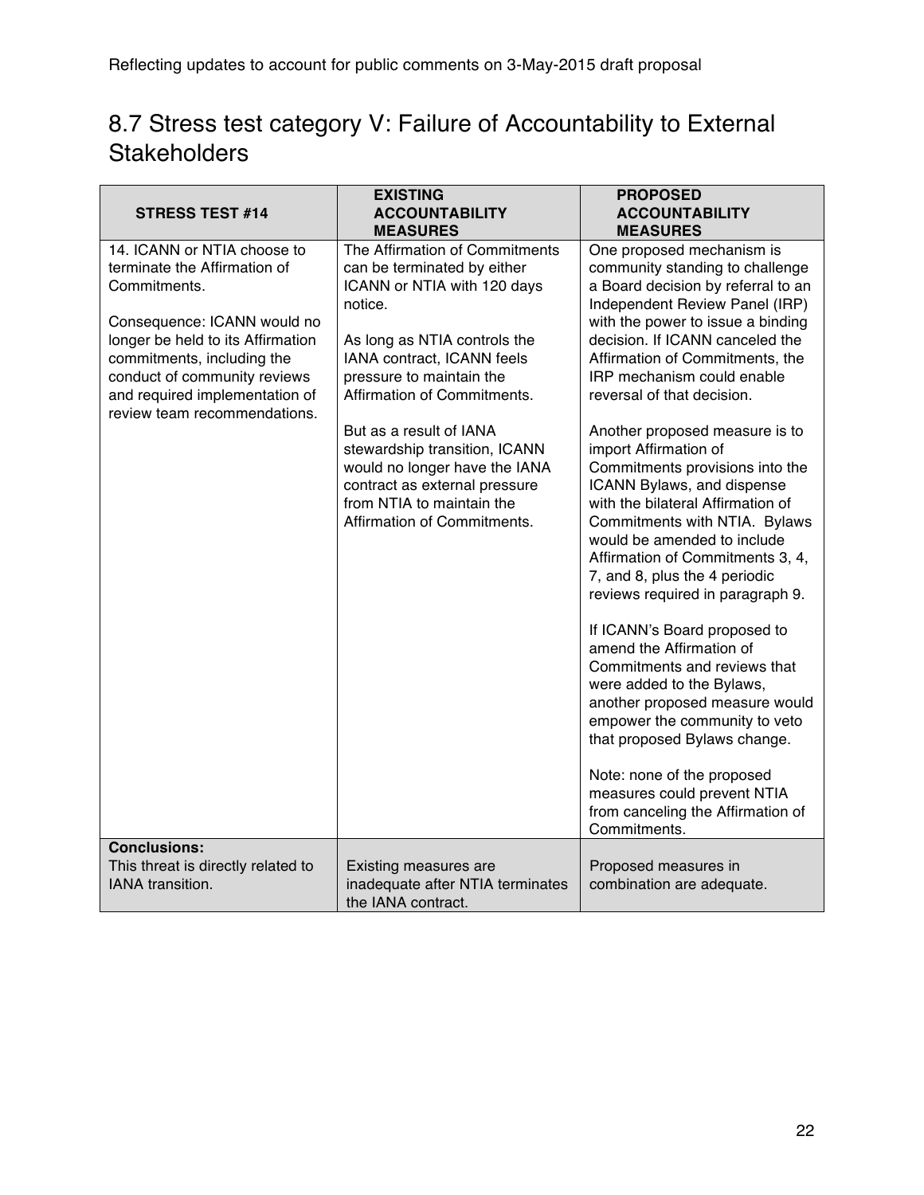Reflecting updates to account for public comments on 3-May-2015 draft proposal

## 8.7 Stress test category V: Failure of Accountability to External Stakeholders

| STRESS TEST #14 | EXISTING ACCOUNTABILITY MEASURES | PROPOSED ACCOUNTABILITY MEASURES |
|---|---|---|
| 14. ICANN or NTIA choose to terminate the Affirmation of Commitments.<br><br>Consequence: ICANN would no longer be held to its Affirmation commitments, including the conduct of community reviews and required implementation of review team recommendations. | The Affirmation of Commitments can be terminated by either ICANN or NTIA with 120 days notice.<br><br>As long as NTIA controls the IANA contract, ICANN feels pressure to maintain the Affirmation of Commitments.<br><br>But as a result of IANA stewardship transition, ICANN would no longer have the IANA contract as external pressure from NTIA to maintain the Affirmation of Commitments. | One proposed mechanism is community standing to challenge a Board decision by referral to an Independent Review Panel (IRP) with the power to issue a binding decision. If ICANN canceled the Affirmation of Commitments, the IRP mechanism could enable reversal of that decision.<br><br>Another proposed measure is to import Affirmation of Commitments provisions into the ICANN Bylaws, and dispense with the bilateral Affirmation of Commitments with NTIA. Bylaws would be amended to include Affirmation of Commitments 3, 4, 7, and 8, plus the 4 periodic reviews required in paragraph 9.<br><br>If ICANN's Board proposed to amend the Affirmation of Commitments and reviews that were added to the Bylaws, another proposed measure would empower the community to veto that proposed Bylaws change.<br><br>Note: none of the proposed measures could prevent NTIA from canceling the Affirmation of Commitments. |
| **Conclusions:**<br>This threat is directly related to IANA transition. | Existing measures are inadequate after NTIA terminates the IANA contract. | Proposed measures in combination are adequate. |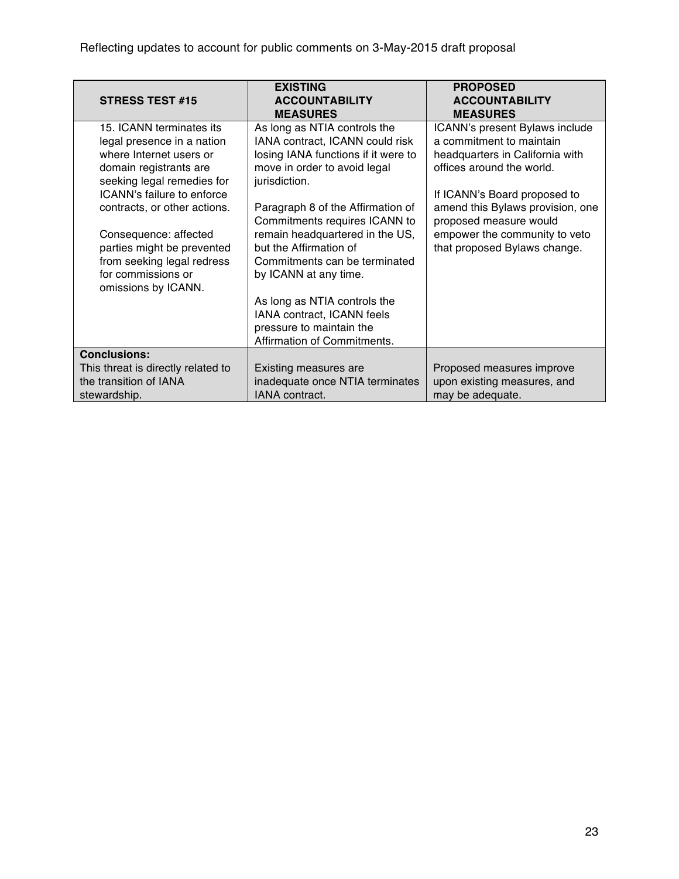Reflecting updates to account for public comments on 3-May-2015 draft proposal

| STRESS TEST #15 | EXISTING ACCOUNTABILITY MEASURES | PROPOSED ACCOUNTABILITY MEASURES |
|---|---|---|
| 15. ICANN terminates its legal presence in a nation where Internet users or domain registrants are seeking legal remedies for ICANN's failure to enforce contracts, or other actions.<br><br>Consequence: affected parties might be prevented from seeking legal redress for commissions or omissions by ICANN. | As long as NTIA controls the IANA contract, ICANN could risk losing IANA functions if it were to move in order to avoid legal jurisdiction.<br><br>Paragraph 8 of the Affirmation of Commitments requires ICANN to remain headquartered in the US, but the Affirmation of Commitments can be terminated by ICANN at any time.<br><br>As long as NTIA controls the IANA contract, ICANN feels pressure to maintain the Affirmation of Commitments. | ICANN's present Bylaws include a commitment to maintain headquarters in California with offices around the world.<br><br>If ICANN's Board proposed to amend this Bylaws provision, one proposed measure would empower the community to veto that proposed Bylaws change. |
| **Conclusions:**<br>This threat is directly related to the transition of IANA stewardship. | Existing measures are inadequate once NTIA terminates IANA contract. | Proposed measures improve upon existing measures, and may be adequate. |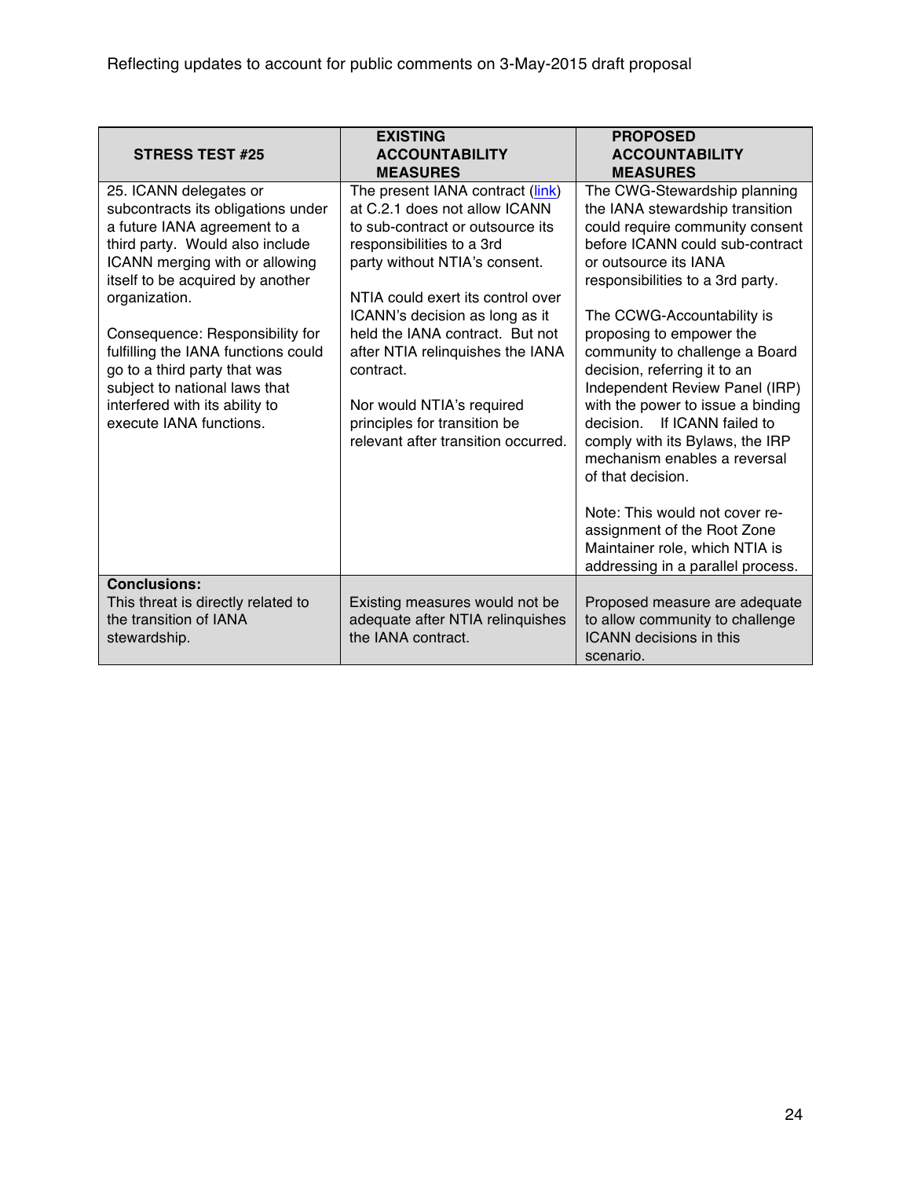Reflecting updates to account for public comments on 3-May-2015 draft proposal

| STRESS TEST #25 | EXISTING ACCOUNTABILITY MEASURES | PROPOSED ACCOUNTABILITY MEASURES |
| --- | --- | --- |
| 25. ICANN delegates or subcontracts its obligations under a future IANA agreement to a third party. Would also include ICANN merging with or allowing itself to be acquired by another organization.<br><br>Consequence: Responsibility for fulfilling the IANA functions could go to a third party that was subject to national laws that interfered with its ability to execute IANA functions. | The present IANA contract (link) at C.2.1 does not allow ICANN to sub-contract or outsource its responsibilities to a 3rd party without NTIA's consent.<br><br>NTIA could exert its control over ICANN's decision as long as it held the IANA contract. But not after NTIA relinquishes the IANA contract.<br><br>Nor would NTIA's required principles for transition be relevant after transition occurred. | The CWG-Stewardship planning the IANA stewardship transition could require community consent before ICANN could sub-contract or outsource its IANA responsibilities to a 3rd party.<br><br>The CCWG-Accountability is proposing to empower the community to challenge a Board decision, referring it to an Independent Review Panel (IRP) with the power to issue a binding decision. If ICANN failed to comply with its Bylaws, the IRP mechanism enables a reversal of that decision.<br><br>Note: This would not cover re-assignment of the Root Zone Maintainer role, which NTIA is addressing in a parallel process. |
| **Conclusions:**<br>This threat is directly related to the transition of IANA stewardship. | Existing measures would not be adequate after NTIA relinquishes the IANA contract. | Proposed measure are adequate to allow community to challenge ICANN decisions in this scenario. |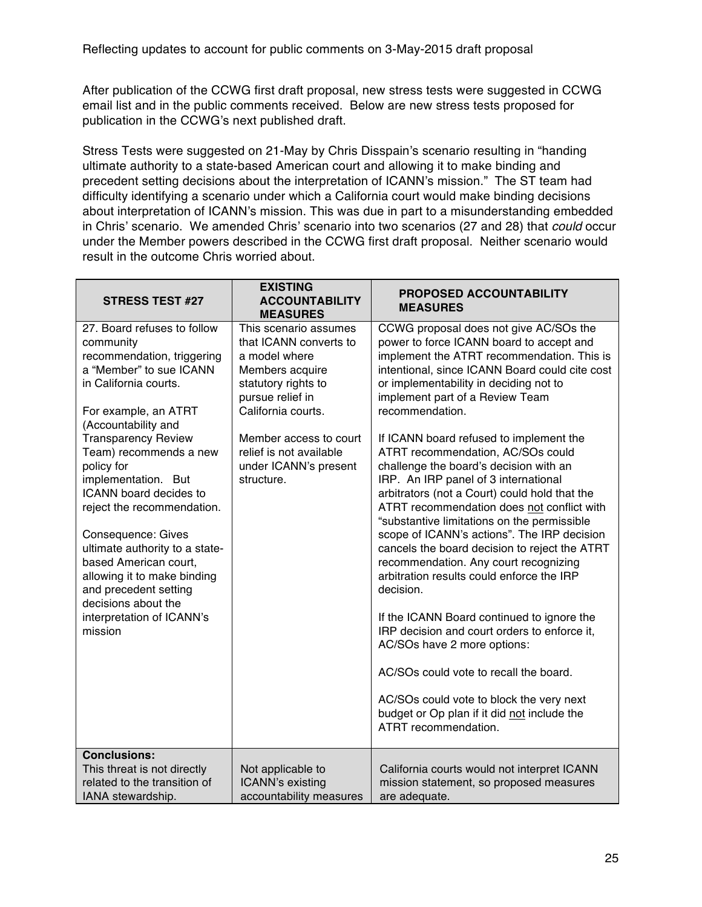Reflecting updates to account for public comments on 3-May-2015 draft proposal

After publication of the CCWG first draft proposal, new stress tests were suggested in CCWG email list and in the public comments received. Below are new stress tests proposed for publication in the CCWG's next published draft.

Stress Tests were suggested on 21-May by Chris Disspain's scenario resulting in "handing ultimate authority to a state-based American court and allowing it to make binding and precedent setting decisions about the interpretation of ICANN's mission." The ST team had difficulty identifying a scenario under which a California court would make binding decisions about interpretation of ICANN's mission. This was due in part to a misunderstanding embedded in Chris' scenario. We amended Chris' scenario into two scenarios (27 and 28) that *could* occur under the Member powers described in the CCWG first draft proposal. Neither scenario would result in the outcome Chris worried about.

| STRESS TEST #27 | EXISTING ACCOUNTABILITY MEASURES | PROPOSED ACCOUNTABILITY MEASURES |
|---|---|---|
| 27. Board refuses to follow community recommendation, triggering a "Member" to sue ICANN in California courts.<br><br>For example, an ATRT (Accountability and Transparency Review Team) recommends a new policy for implementation. But ICANN board decides to reject the recommendation.<br><br>Consequence: Gives ultimate authority to a state-based American court, allowing it to make binding and precedent setting decisions about the interpretation of ICANN's mission | This scenario assumes that ICANN converts to a model where Members acquire statutory rights to pursue relief in California courts.<br><br>Member access to court relief is not available under ICANN's present structure. | CCWG proposal does not give AC/SOs the power to force ICANN board to accept and implement the ATRT recommendation. This is intentional, since ICANN Board could cite cost or implementability in deciding not to implement part of a Review Team recommendation.<br><br>If ICANN board refused to implement the ATRT recommendation, AC/SOs could challenge the board's decision with an IRP. An IRP panel of 3 international arbitrators (not a Court) could hold that the ATRT recommendation does <u>not</u> conflict with "substantive limitations on the permissible scope of ICANN's actions". The IRP decision cancels the board decision to reject the ATRT recommendation. Any court recognizing arbitration results could enforce the IRP decision.<br><br>If the ICANN Board continued to ignore the IRP decision and court orders to enforce it, AC/SOs have 2 more options:<br><br>AC/SOs could vote to recall the board.<br><br>AC/SOs could vote to block the very next budget or Op plan if it did <u>not</u> include the ATRT recommendation. |
| **Conclusions:**<br>This threat is not directly related to the transition of IANA stewardship. | Not applicable to ICANN's existing accountability measures | California courts would not interpret ICANN mission statement, so proposed measures are adequate. |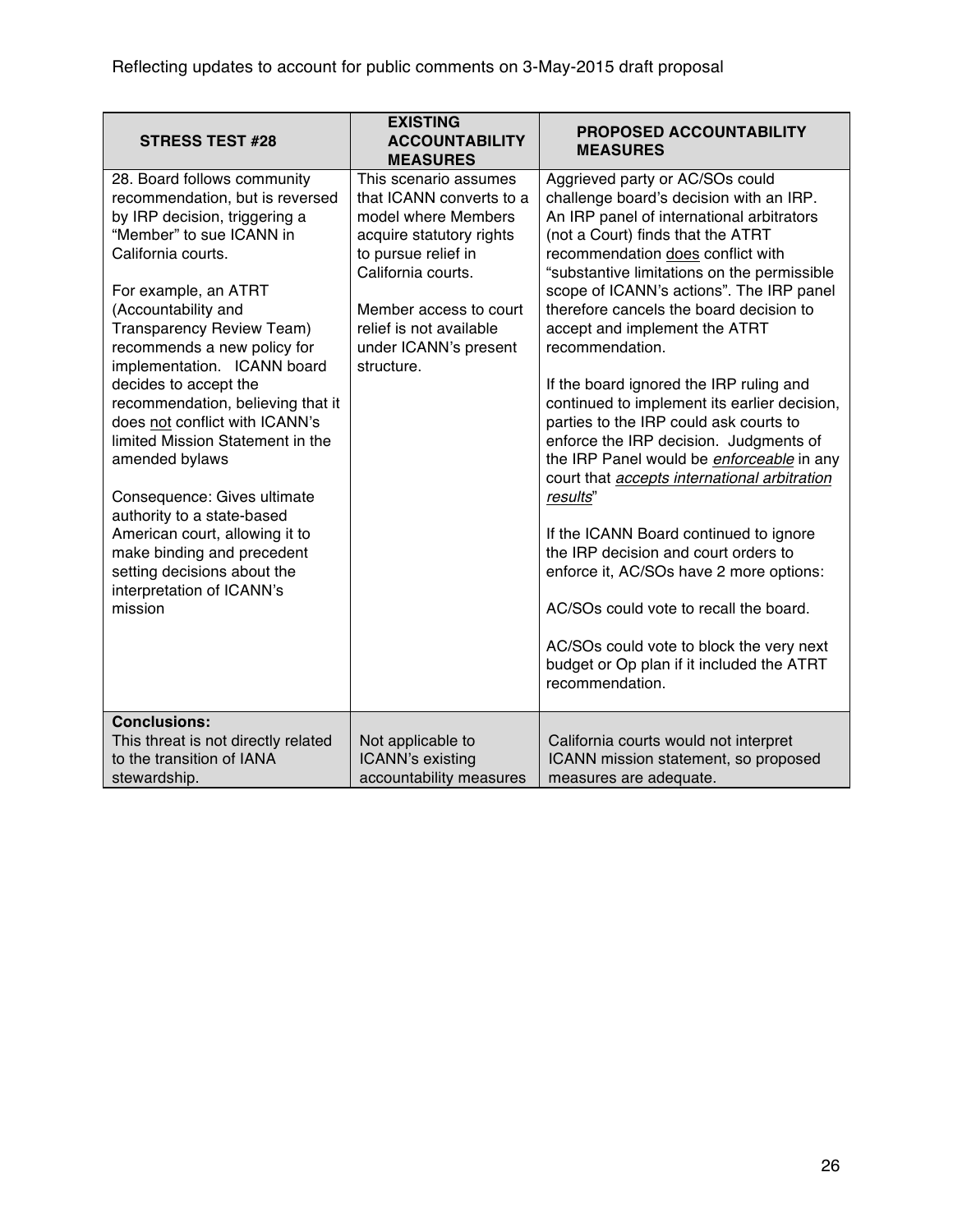Reflecting updates to account for public comments on 3-May-2015 draft proposal

| STRESS TEST #28 | EXISTING ACCOUNTABILITY MEASURES | PROPOSED ACCOUNTABILITY MEASURES |
|---|---|---|
| 28. Board follows community recommendation, but is reversed by IRP decision, triggering a "Member" to sue ICANN in California courts.<br><br>For example, an ATRT (Accountability and Transparency Review Team) recommends a new policy for implementation. ICANN board decides to accept the recommendation, believing that it does not conflict with ICANN's limited Mission Statement in the amended bylaws<br><br>Consequence: Gives ultimate authority to a state-based American court, allowing it to make binding and precedent setting decisions about the interpretation of ICANN's mission | This scenario assumes that ICANN converts to a model where Members acquire statutory rights to pursue relief in California courts.<br><br>Member access to court relief is not available under ICANN's present structure. | Aggrieved party or AC/SOs could challenge board's decision with an IRP. An IRP panel of international arbitrators (not a Court) finds that the ATRT recommendation does conflict with "substantive limitations on the permissible scope of ICANN's actions". The IRP panel therefore cancels the board decision to accept and implement the ATRT recommendation.<br><br>If the board ignored the IRP ruling and continued to implement its earlier decision, parties to the IRP could ask courts to enforce the IRP decision. Judgments of the IRP Panel would be *enforceable* in any court that *accepts international arbitration results*"<br><br>If the ICANN Board continued to ignore the IRP decision and court orders to enforce it, AC/SOs have 2 more options:<br><br>AC/SOs could vote to recall the board.<br><br>AC/SOs could vote to block the very next budget or Op plan if it included the ATRT recommendation. |
| **Conclusions:**<br>This threat is not directly related to the transition of IANA stewardship. | Not applicable to ICANN's existing accountability measures | California courts would not interpret ICANN mission statement, so proposed measures are adequate. |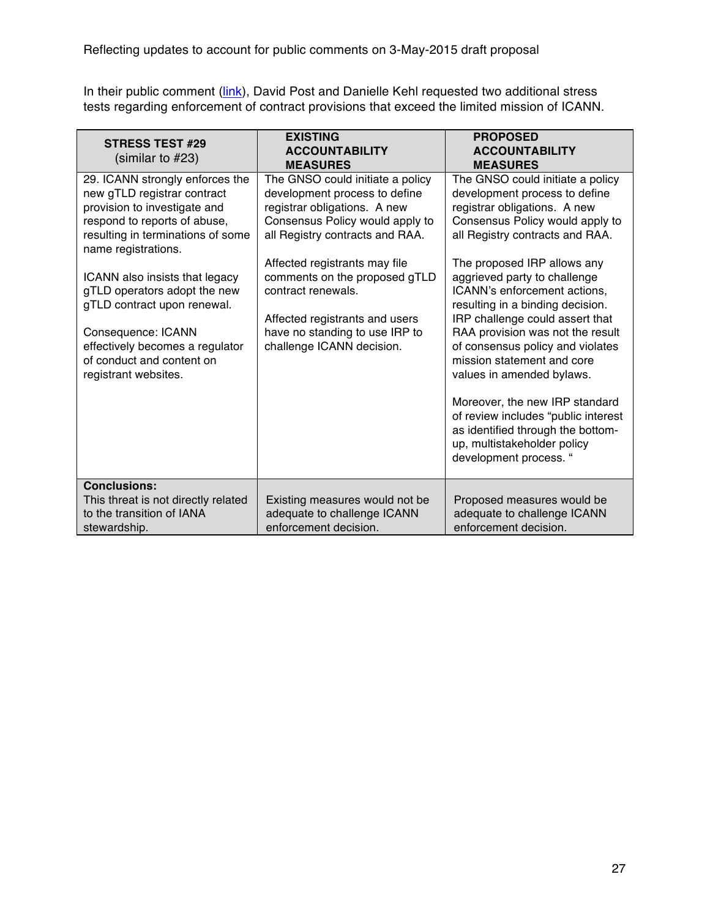Reflecting updates to account for public comments on 3-May-2015 draft proposal

In their public comment ([link](link)), David Post and Danielle Kehl requested two additional stress tests regarding enforcement of contract provisions that exceed the limited mission of ICANN.

| **STRESS TEST #29** (similar to #23) | **EXISTING ACCOUNTABILITY MEASURES** | **PROPOSED ACCOUNTABILITY MEASURES** |
|---|---|---|
| 29. ICANN strongly enforces the new gTLD registrar contract provision to investigate and respond to reports of abuse, resulting in terminations of some name registrations.<br><br>ICANN also insists that legacy gTLD operators adopt the new gTLD contract upon renewal.<br><br>Consequence: ICANN effectively becomes a regulator of conduct and content on registrant websites. | The GNSO could initiate a policy development process to define registrar obligations. A new Consensus Policy would apply to all Registry contracts and RAA.<br><br>Affected registrants may file comments on the proposed gTLD contract renewals.<br><br>Affected registrants and users have no standing to use IRP to challenge ICANN decision. | The GNSO could initiate a policy development process to define registrar obligations. A new Consensus Policy would apply to all Registry contracts and RAA.<br><br>The proposed IRP allows any aggrieved party to challenge ICANN's enforcement actions, resulting in a binding decision. IRP challenge could assert that RAA provision was not the result of consensus policy and violates mission statement and core values in amended bylaws.<br><br>Moreover, the new IRP standard of review includes "public interest as identified through the bottom-up, multistakeholder policy development process. " |
| **Conclusions:**<br>This threat is not directly related to the transition of IANA stewardship. | Existing measures would not be adequate to challenge ICANN enforcement decision. | Proposed measures would be adequate to challenge ICANN enforcement decision. |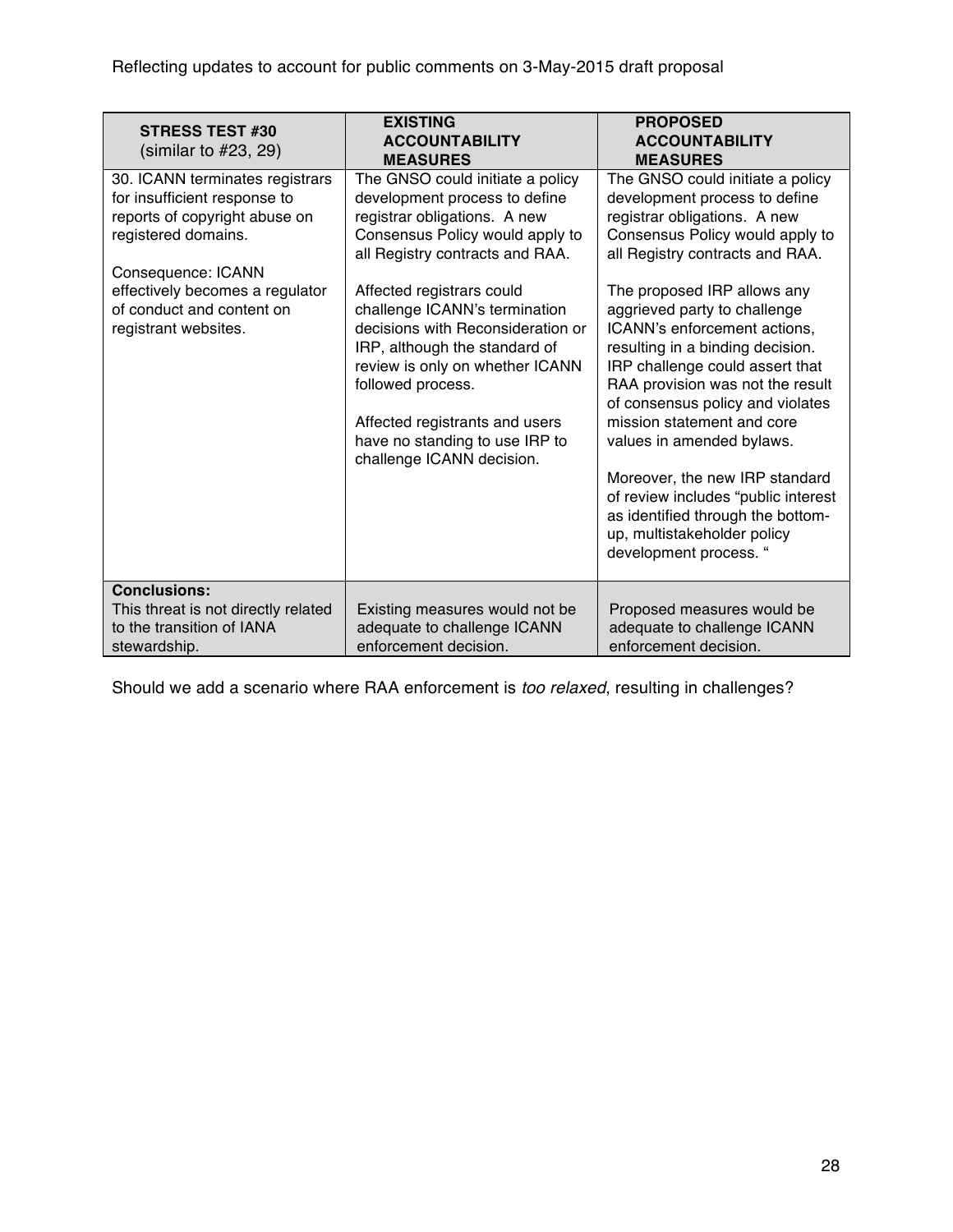Reflecting updates to account for public comments on 3-May-2015 draft proposal

| **STRESS TEST #30** (similar to #23, 29) | **EXISTING ACCOUNTABILITY MEASURES** | **PROPOSED ACCOUNTABILITY MEASURES** |
|---|---|---|
| 30. ICANN terminates registrars for insufficient response to reports of copyright abuse on registered domains.<br><br>Consequence: ICANN effectively becomes a regulator of conduct and content on registrant websites. | The GNSO could initiate a policy development process to define registrar obligations. A new Consensus Policy would apply to all Registry contracts and RAA.<br><br>Affected registrars could challenge ICANN's termination decisions with Reconsideration or IRP, although the standard of review is only on whether ICANN followed process.<br><br>Affected registrants and users have no standing to use IRP to challenge ICANN decision. | The GNSO could initiate a policy development process to define registrar obligations. A new Consensus Policy would apply to all Registry contracts and RAA.<br><br>The proposed IRP allows any aggrieved party to challenge ICANN's enforcement actions, resulting in a binding decision. IRP challenge could assert that RAA provision was not the result of consensus policy and violates mission statement and core values in amended bylaws.<br><br>Moreover, the new IRP standard of review includes "public interest as identified through the bottom-up, multistakeholder policy development process. " |
| **Conclusions:**<br>This threat is not directly related to the transition of IANA stewardship. | Existing measures would not be adequate to challenge ICANN enforcement decision. | Proposed measures would be adequate to challenge ICANN enforcement decision. |

Should we add a scenario where RAA enforcement is *too relaxed*, resulting in challenges?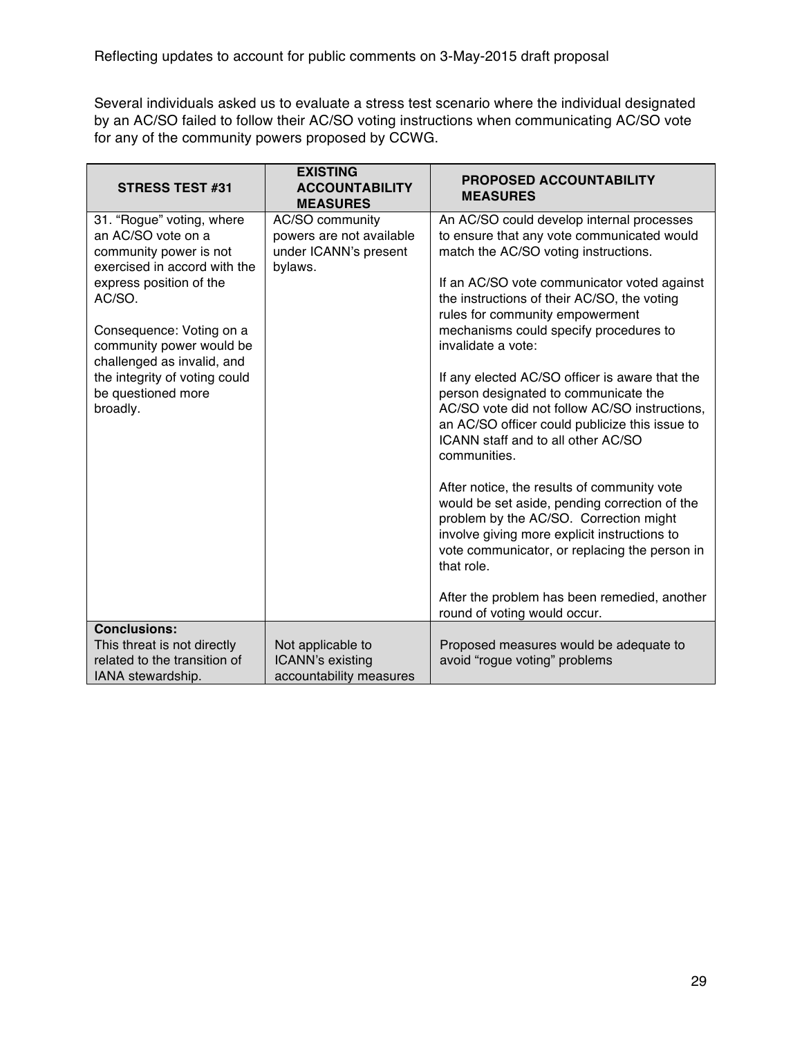Reflecting updates to account for public comments on 3-May-2015 draft proposal

Several individuals asked us to evaluate a stress test scenario where the individual designated by an AC/SO failed to follow their AC/SO voting instructions when communicating AC/SO vote for any of the community powers proposed by CCWG.

| STRESS TEST #31 | EXISTING ACCOUNTABILITY MEASURES | PROPOSED ACCOUNTABILITY MEASURES |
|---|---|---|
| 31. "Rogue" voting, where an AC/SO vote on a community power is not exercised in accord with the express position of the AC/SO.<br><br>Consequence: Voting on a community power would be challenged as invalid, and the integrity of voting could be questioned more broadly. | AC/SO community powers are not available under ICANN's present bylaws. | An AC/SO could develop internal processes to ensure that any vote communicated would match the AC/SO voting instructions.<br><br>If an AC/SO vote communicator voted against the instructions of their AC/SO, the voting rules for community empowerment mechanisms could specify procedures to invalidate a vote:<br><br>If any elected AC/SO officer is aware that the person designated to communicate the AC/SO vote did not follow AC/SO instructions, an AC/SO officer could publicize this issue to ICANN staff and to all other AC/SO communities.<br><br>After notice, the results of community vote would be set aside, pending correction of the problem by the AC/SO. Correction might involve giving more explicit instructions to vote communicator, or replacing the person in that role.<br><br>After the problem has been remedied, another round of voting would occur. |
| **Conclusions:**<br>This threat is not directly related to the transition of IANA stewardship. | Not applicable to ICANN's existing accountability measures | Proposed measures would be adequate to avoid "rogue voting" problems |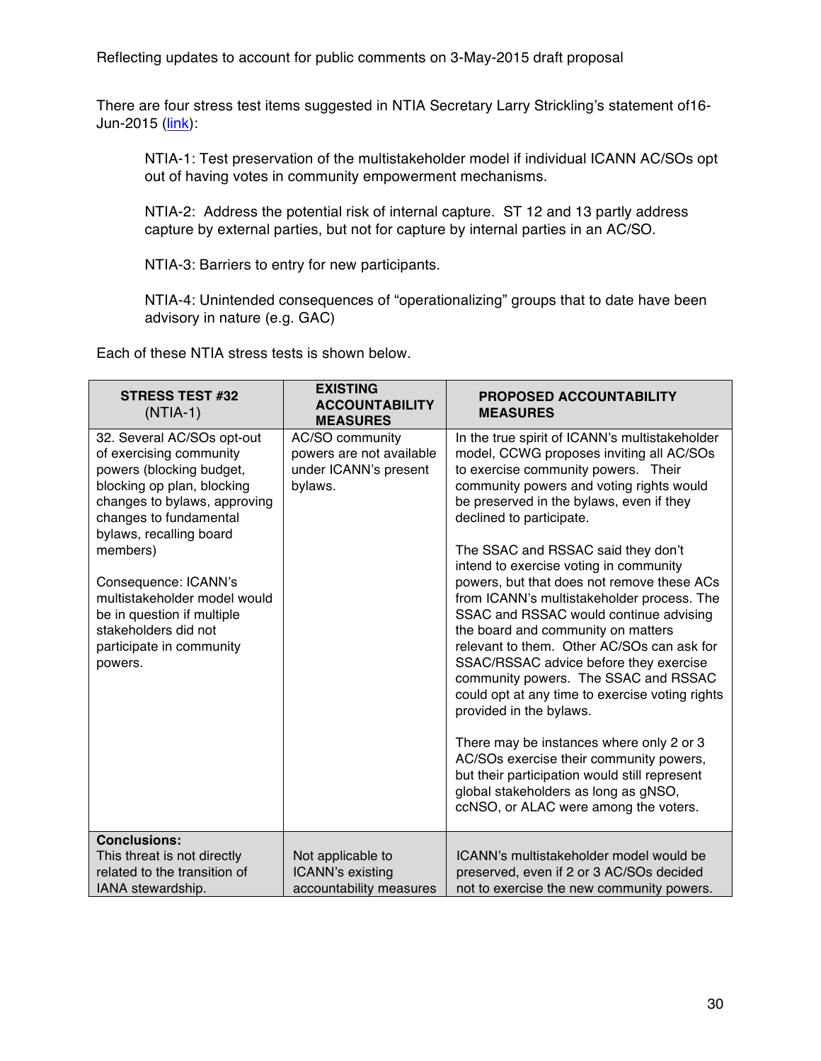Reflecting updates to account for public comments on 3-May-2015 draft proposal

There are four stress test items suggested in NTIA Secretary Larry Strickling's statement of16-Jun-2015 ([link](link)):

> NTIA-1: Test preservation of the multistakeholder model if individual ICANN AC/SOs opt out of having votes in community empowerment mechanisms.
>
> NTIA-2: Address the potential risk of internal capture. ST 12 and 13 partly address capture by external parties, but not for capture by internal parties in an AC/SO.
>
> NTIA-3: Barriers to entry for new participants.
>
> NTIA-4: Unintended consequences of "operationalizing" groups that to date have been advisory in nature (e.g. GAC)

Each of these NTIA stress tests is shown below.

| **STRESS TEST #32** (NTIA-1) | **EXISTING ACCOUNTABILITY MEASURES** | **PROPOSED ACCOUNTABILITY MEASURES** |
|---|---|---|
| 32. Several AC/SOs opt-out of exercising community powers (blocking budget, blocking op plan, blocking changes to bylaws, approving changes to fundamental bylaws, recalling board members)<br><br>Consequence: ICANN's multistakeholder model would be in question if multiple stakeholders did not participate in community powers. | AC/SO community powers are not available under ICANN's present bylaws. | In the true spirit of ICANN's multistakeholder model, CCWG proposes inviting all AC/SOs to exercise community powers. Their community powers and voting rights would be preserved in the bylaws, even if they declined to participate.<br><br>The SSAC and RSSAC said they don't intend to exercise voting in community powers, but that does not remove these ACs from ICANN's multistakeholder process. The SSAC and RSSAC would continue advising the board and community on matters relevant to them. Other AC/SOs can ask for SSAC/RSSAC advice before they exercise community powers. The SSAC and RSSAC could opt at any time to exercise voting rights provided in the bylaws.<br><br>There may be instances where only 2 or 3 AC/SOs exercise their community powers, but their participation would still represent global stakeholders as long as gNSO, ccNSO, or ALAC were among the voters. |
| **Conclusions:**<br>This threat is not directly related to the transition of IANA stewardship. | Not applicable to ICANN's existing accountability measures | ICANN's multistakeholder model would be preserved, even if 2 or 3 AC/SOs decided not to exercise the new community powers. |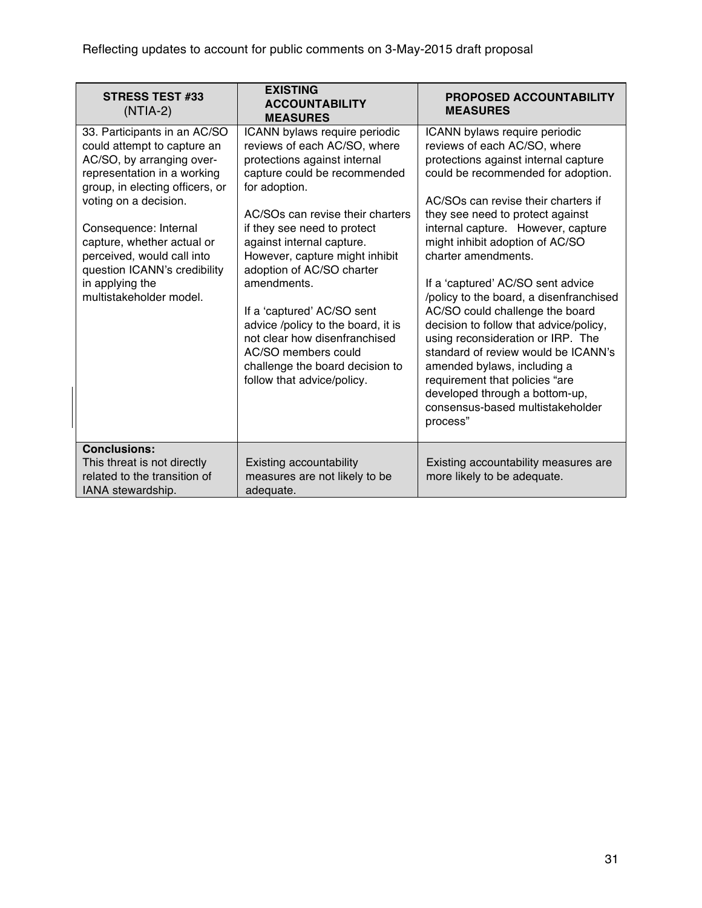Reflecting updates to account for public comments on 3-May-2015 draft proposal

| **STRESS TEST #33** (NTIA-2) | **EXISTING ACCOUNTABILITY MEASURES** | **PROPOSED ACCOUNTABILITY MEASURES** |
|---|---|---|
| 33. Participants in an AC/SO could attempt to capture an AC/SO, by arranging over-representation in a working group, in electing officers, or voting on a decision.<br><br>Consequence: Internal capture, whether actual or perceived, would call into question ICANN's credibility in applying the multistakeholder model. | ICANN bylaws require periodic reviews of each AC/SO, where protections against internal capture could be recommended for adoption.<br><br>AC/SOs can revise their charters if they see need to protect against internal capture. However, capture might inhibit adoption of AC/SO charter amendments.<br><br>If a 'captured' AC/SO sent advice /policy to the board, it is not clear how disenfranchised AC/SO members could challenge the board decision to follow that advice/policy. | ICANN bylaws require periodic reviews of each AC/SO, where protections against internal capture could be recommended for adoption.<br><br>AC/SOs can revise their charters if they see need to protect against internal capture. However, capture might inhibit adoption of AC/SO charter amendments.<br><br>If a 'captured' AC/SO sent advice /policy to the board, a disenfranchised AC/SO could challenge the board decision to follow that advice/policy, using reconsideration or IRP. The standard of review would be ICANN's amended bylaws, including a requirement that policies "are developed through a bottom-up, consensus-based multistakeholder process" |
| **Conclusions:**<br>This threat is not directly related to the transition of IANA stewardship. | Existing accountability measures are not likely to be adequate. | Existing accountability measures are more likely to be adequate. |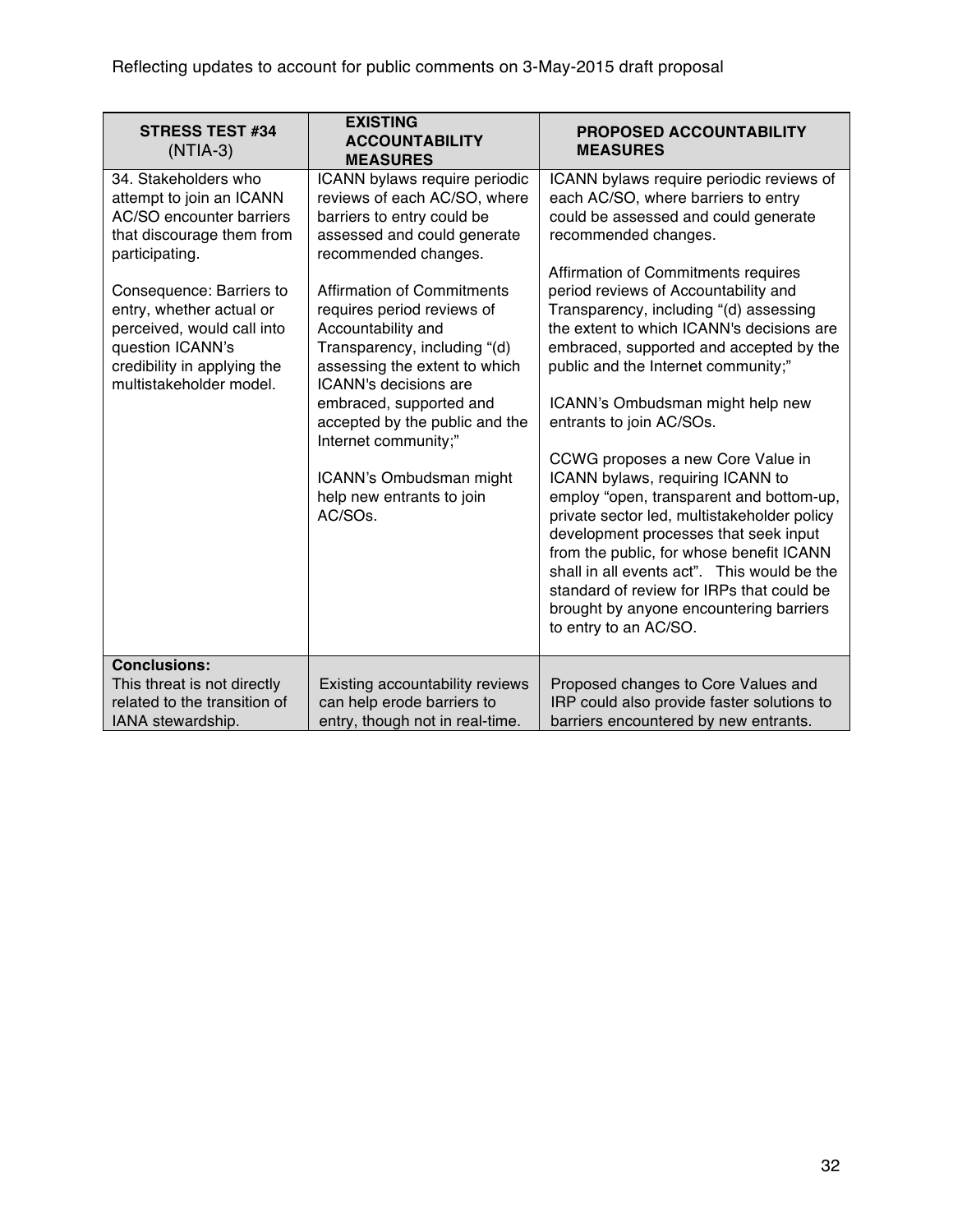Reflecting updates to account for public comments on 3-May-2015 draft proposal

| STRESS TEST #34 (NTIA-3) | EXISTING ACCOUNTABILITY MEASURES | PROPOSED ACCOUNTABILITY MEASURES |
|---|---|---|
| 34. Stakeholders who attempt to join an ICANN AC/SO encounter barriers that discourage them from participating.<br><br>Consequence: Barriers to entry, whether actual or perceived, would call into question ICANN's credibility in applying the multistakeholder model. | ICANN bylaws require periodic reviews of each AC/SO, where barriers to entry could be assessed and could generate recommended changes.<br><br>Affirmation of Commitments requires period reviews of Accountability and Transparency, including "(d) assessing the extent to which ICANN's decisions are embraced, supported and accepted by the public and the Internet community;"<br><br>ICANN's Ombudsman might help new entrants to join AC/SOs. | ICANN bylaws require periodic reviews of each AC/SO, where barriers to entry could be assessed and could generate recommended changes.<br><br>Affirmation of Commitments requires period reviews of Accountability and Transparency, including "(d) assessing the extent to which ICANN's decisions are embraced, supported and accepted by the public and the Internet community;"<br><br>ICANN's Ombudsman might help new entrants to join AC/SOs.<br><br>CCWG proposes a new Core Value in ICANN bylaws, requiring ICANN to employ "open, transparent and bottom-up, private sector led, multistakeholder policy development processes that seek input from the public, for whose benefit ICANN shall in all events act". This would be the standard of review for IRPs that could be brought by anyone encountering barriers to entry to an AC/SO. |
| **Conclusions:**<br>This threat is not directly related to the transition of IANA stewardship. | Existing accountability reviews can help erode barriers to entry, though not in real-time. | Proposed changes to Core Values and IRP could also provide faster solutions to barriers encountered by new entrants. |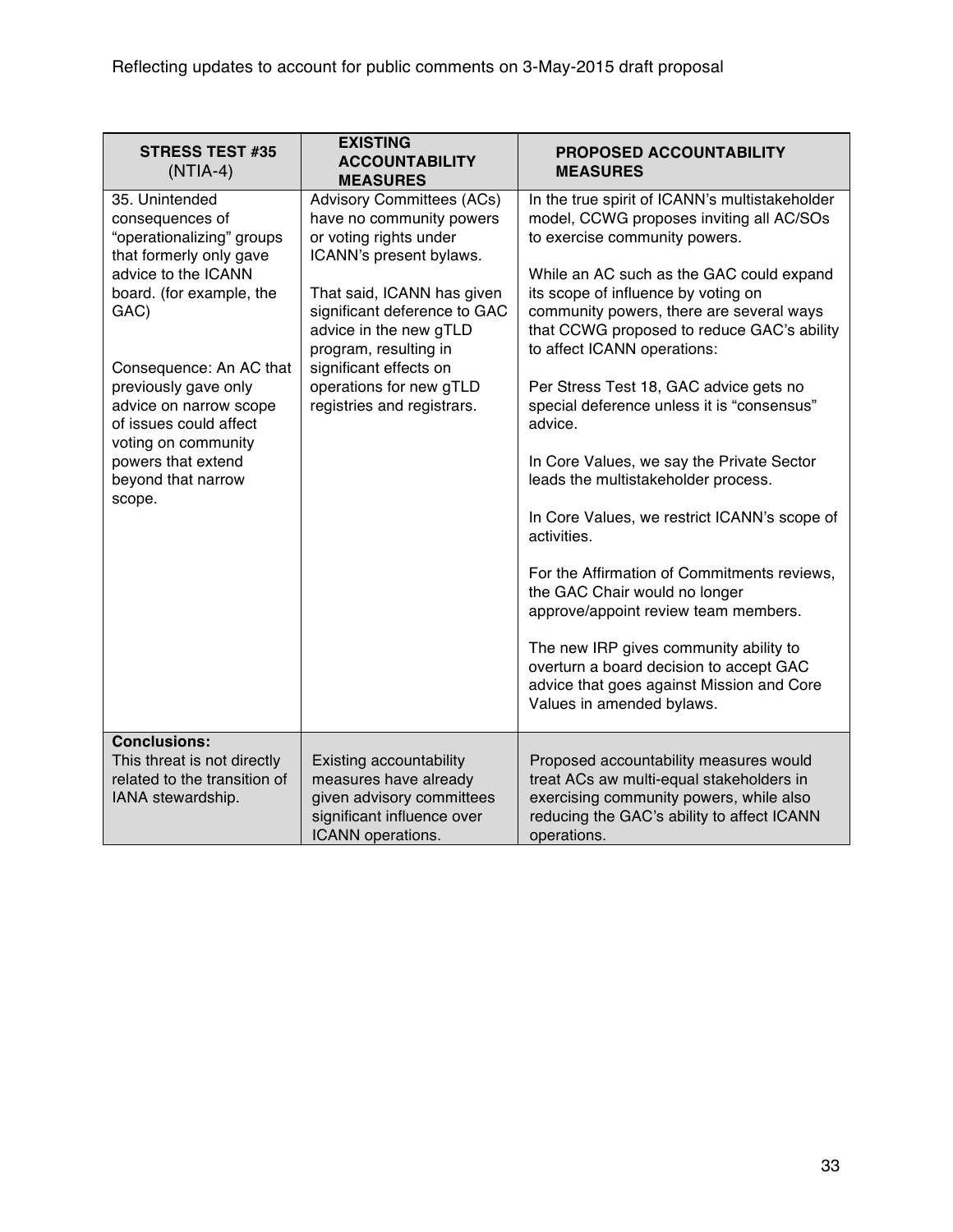Reflecting updates to account for public comments on 3-May-2015 draft proposal

| **STRESS TEST #35** (NTIA-4) | **EXISTING ACCOUNTABILITY MEASURES** | **PROPOSED ACCOUNTABILITY MEASURES** |
|---|---|---|
| 35. Unintended consequences of "operationalizing" groups that formerly only gave advice to the ICANN board. (for example, the GAC)<br><br>Consequence: An AC that previously gave only advice on narrow scope of issues could affect voting on community powers that extend beyond that narrow scope. | Advisory Committees (ACs) have no community powers or voting rights under ICANN's present bylaws.<br><br>That said, ICANN has given significant deference to GAC advice in the new gTLD program, resulting in significant effects on operations for new gTLD registries and registrars. | In the true spirit of ICANN's multistakeholder model, CCWG proposes inviting all AC/SOs to exercise community powers.<br><br>While an AC such as the GAC could expand its scope of influence by voting on community powers, there are several ways that CCWG proposed to reduce GAC's ability to affect ICANN operations:<br><br>Per Stress Test 18, GAC advice gets no special deference unless it is "consensus" advice.<br><br>In Core Values, we say the Private Sector leads the multistakeholder process.<br><br>In Core Values, we restrict ICANN's scope of activities.<br><br>For the Affirmation of Commitments reviews, the GAC Chair would no longer approve/appoint review team members.<br><br>The new IRP gives community ability to overturn a board decision to accept GAC advice that goes against Mission and Core Values in amended bylaws. |
| **Conclusions:**<br>This threat is not directly related to the transition of IANA stewardship. | Existing accountability measures have already given advisory committees significant influence over ICANN operations. | Proposed accountability measures would treat ACs aw multi-equal stakeholders in exercising community powers, while also reducing the GAC's ability to affect ICANN operations. |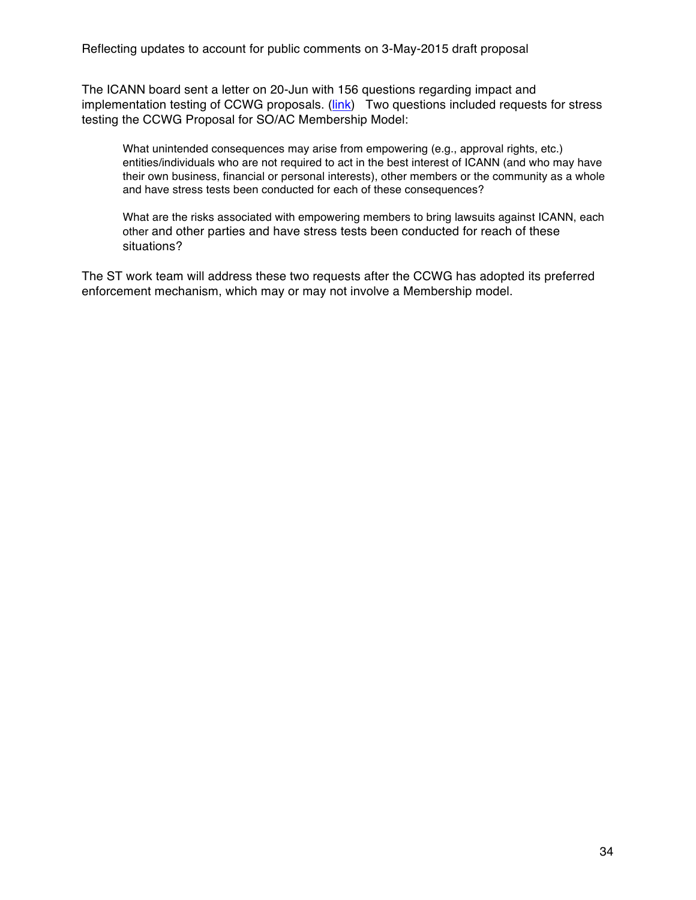Reflecting updates to account for public comments on 3-May-2015 draft proposal

The ICANN board sent a letter on 20-Jun with 156 questions regarding impact and implementation testing of CCWG proposals. ([link]) Two questions included requests for stress testing the CCWG Proposal for SO/AC Membership Model:

> What unintended consequences may arise from empowering (e.g., approval rights, etc.) entities/individuals who are not required to act in the best interest of ICANN (and who may have their own business, financial or personal interests), other members or the community as a whole and have stress tests been conducted for each of these consequences?
>
> What are the risks associated with empowering members to bring lawsuits against ICANN, each other and other parties and have stress tests been conducted for reach of these situations?

The ST work team will address these two requests after the CCWG has adopted its preferred enforcement mechanism, which may or may not involve a Membership model.